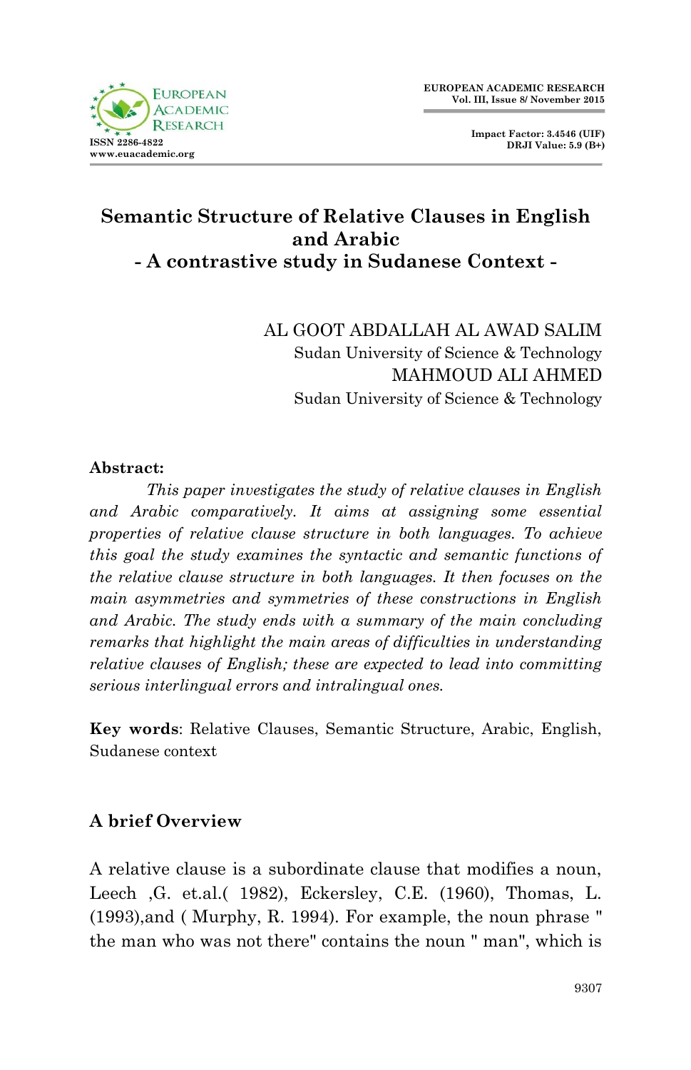# Semantic Structure of Relative Clauses in English and Arabic
## - A contrastive study in Sudanese Context -

AL GOOT ABDALLAH AL AWAD SALIM
Sudan University of Science & Technology
MAHMOUD ALI AHMED
Sudan University of Science & Technology

**Abstract:**

*This paper investigates the study of relative clauses in English and Arabic comparatively. It aims at assigning some essential properties of relative clause structure in both languages. To achieve this goal the study examines the syntactic and semantic functions of the relative clause structure in both languages. It then focuses on the main asymmetries and symmetries of these constructions in English and Arabic. The study ends with a summary of the main concluding remarks that highlight the main areas of difficulties in understanding relative clauses of English; these are expected to lead into committing serious interlingual errors and intralingual ones.*

**Key words**: Relative Clauses, Semantic Structure, Arabic, English, Sudanese context

## A brief Overview

A relative clause is a subordinate clause that modifies a noun, Leech ,G. et.al.( 1982), Eckersley, C.E. (1960), Thomas, L. (1993),and ( Murphy, R. 1994). For example, the noun phrase " the man who was not there" contains the noun " man", which is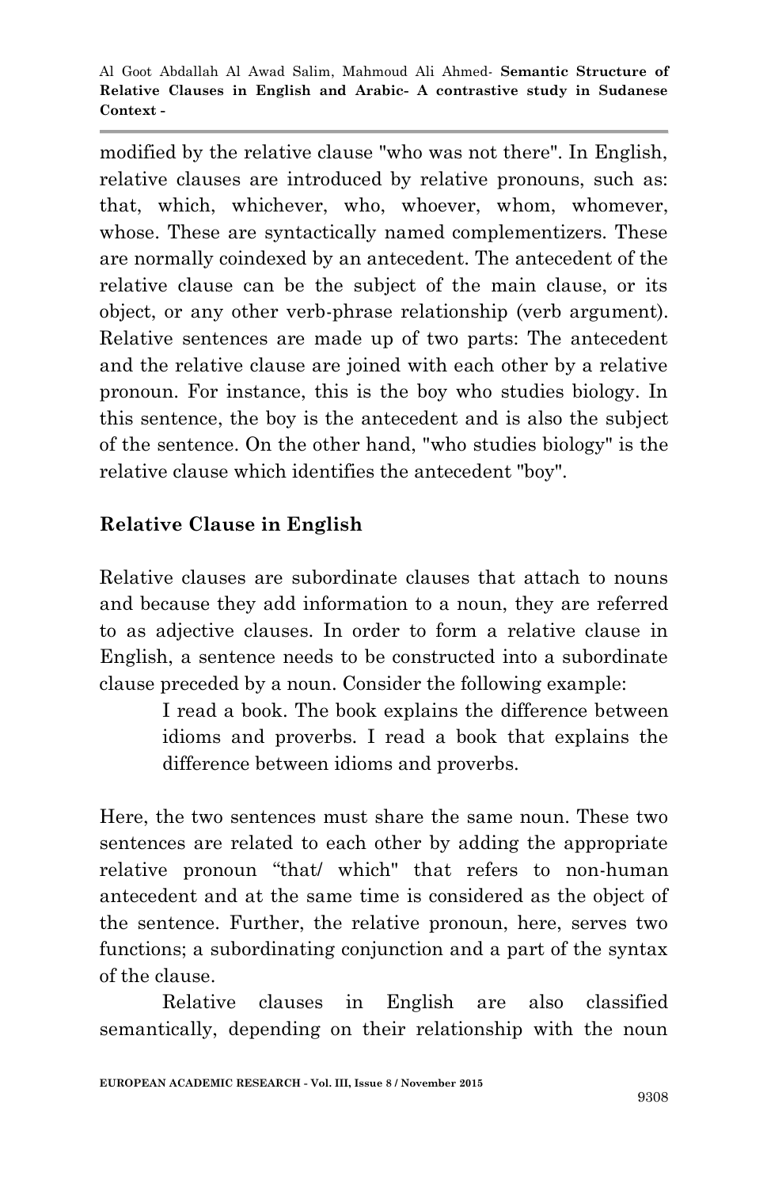modified by the relative clause "who was not there". In English, relative clauses are introduced by relative pronouns, such as: that, which, whichever, who, whoever, whom, whomever, whose. These are syntactically named complementizers. These are normally coindexed by an antecedent. The antecedent of the relative clause can be the subject of the main clause, or its object, or any other verb-phrase relationship (verb argument). Relative sentences are made up of two parts: The antecedent and the relative clause are joined with each other by a relative pronoun. For instance, this is the boy who studies biology. In this sentence, the boy is the antecedent and is also the subject of the sentence. On the other hand, "who studies biology" is the relative clause which identifies the antecedent "boy".

## Relative Clause in English

Relative clauses are subordinate clauses that attach to nouns and because they add information to a noun, they are referred to as adjective clauses. In order to form a relative clause in English, a sentence needs to be constructed into a subordinate clause preceded by a noun. Consider the following example:

> I read a book. The book explains the difference between idioms and proverbs. I read a book that explains the difference between idioms and proverbs.

Here, the two sentences must share the same noun. These two sentences are related to each other by adding the appropriate relative pronoun "that/ which" that refers to non-human antecedent and at the same time is considered as the object of the sentence. Further, the relative pronoun, here, serves two functions; a subordinating conjunction and a part of the syntax of the clause.

Relative clauses in English are also classified semantically, depending on their relationship with the noun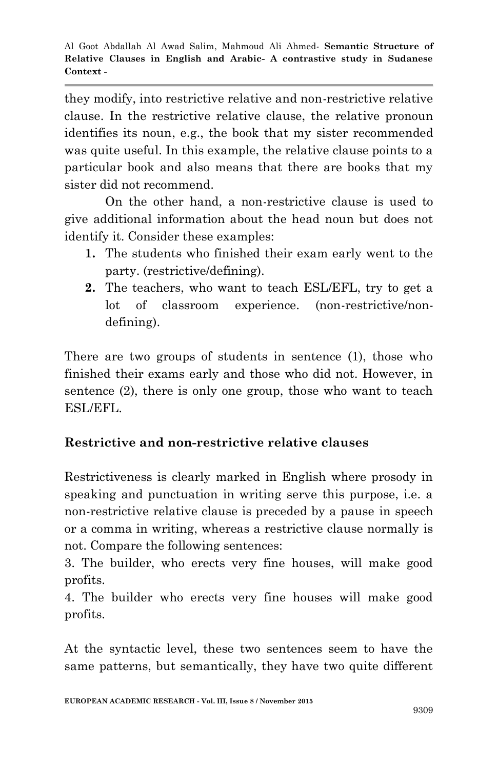they modify, into restrictive relative and non-restrictive relative clause. In the restrictive relative clause, the relative pronoun identifies its noun, e.g., the book that my sister recommended was quite useful. In this example, the relative clause points to a particular book and also means that there are books that my sister did not recommend.

On the other hand, a non-restrictive clause is used to give additional information about the head noun but does not identify it. Consider these examples:

1. The students who finished their exam early went to the party. (restrictive/defining).
2. The teachers, who want to teach ESL/EFL, try to get a lot of classroom experience. (non-restrictive/non-defining).

There are two groups of students in sentence (1), those who finished their exams early and those who did not. However, in sentence (2), there is only one group, those who want to teach ESL/EFL.

**Restrictive and non-restrictive relative clauses**

Restrictiveness is clearly marked in English where prosody in speaking and punctuation in writing serve this purpose, i.e. a non-restrictive relative clause is preceded by a pause in speech or a comma in writing, whereas a restrictive clause normally is not. Compare the following sentences:

3. The builder, who erects very fine houses, will make good profits.

4. The builder who erects very fine houses will make good profits.

At the syntactic level, these two sentences seem to have the same patterns, but semantically, they have two quite different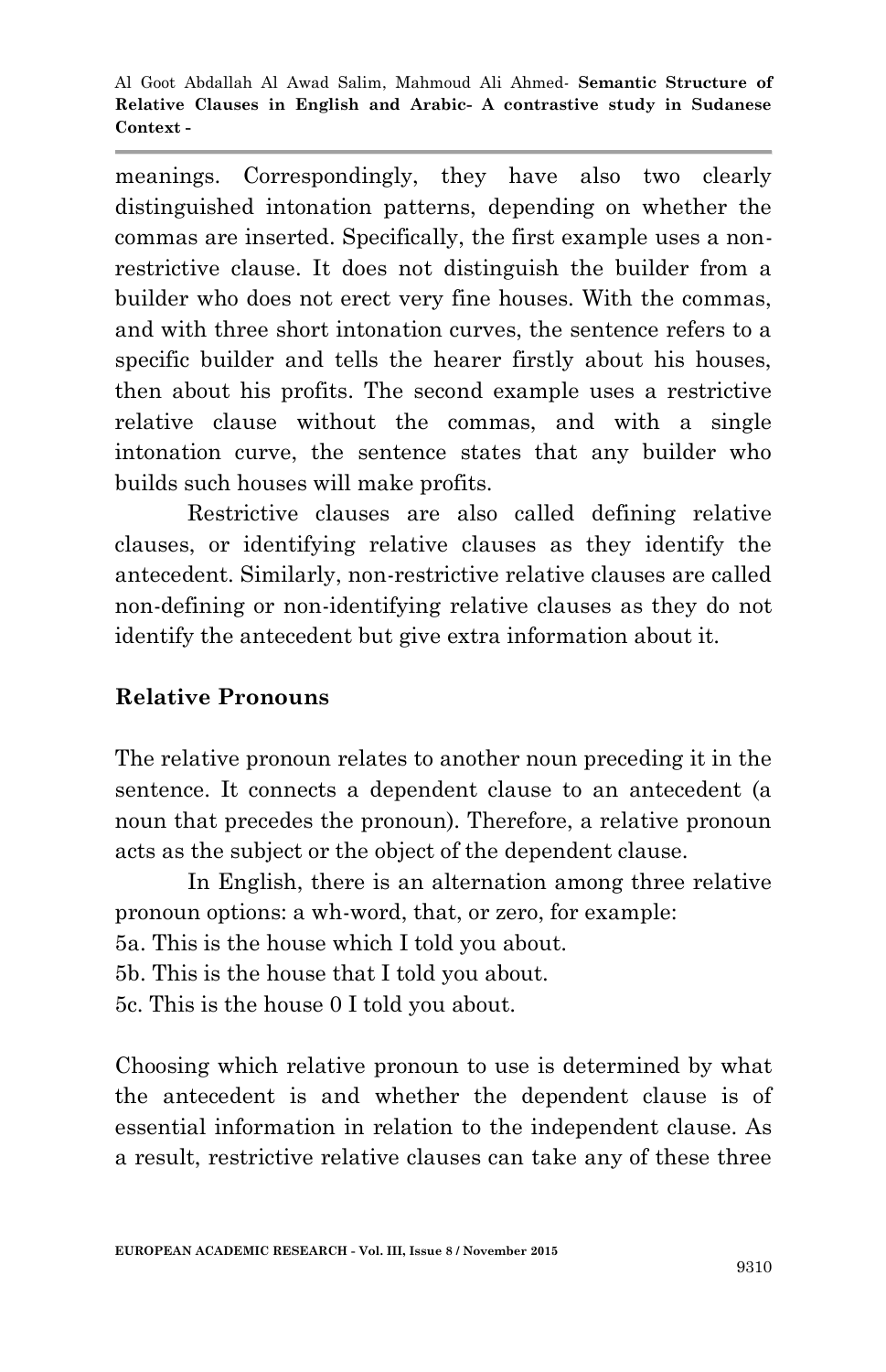meanings. Correspondingly, they have also two clearly distinguished intonation patterns, depending on whether the commas are inserted. Specifically, the first example uses a non-restrictive clause. It does not distinguish the builder from a builder who does not erect very fine houses. With the commas, and with three short intonation curves, the sentence refers to a specific builder and tells the hearer firstly about his houses, then about his profits. The second example uses a restrictive relative clause without the commas, and with a single intonation curve, the sentence states that any builder who builds such houses will make profits.

Restrictive clauses are also called defining relative clauses, or identifying relative clauses as they identify the antecedent. Similarly, non-restrictive relative clauses are called non-defining or non-identifying relative clauses as they do not identify the antecedent but give extra information about it.

## Relative Pronouns

The relative pronoun relates to another noun preceding it in the sentence. It connects a dependent clause to an antecedent (a noun that precedes the pronoun). Therefore, a relative pronoun acts as the subject or the object of the dependent clause.

In English, there is an alternation among three relative pronoun options: a wh-word, that, or zero, for example:

5a. This is the house which I told you about.
5b. This is the house that I told you about.
5c. This is the house 0 I told you about.

Choosing which relative pronoun to use is determined by what the antecedent is and whether the dependent clause is of essential information in relation to the independent clause. As a result, restrictive relative clauses can take any of these three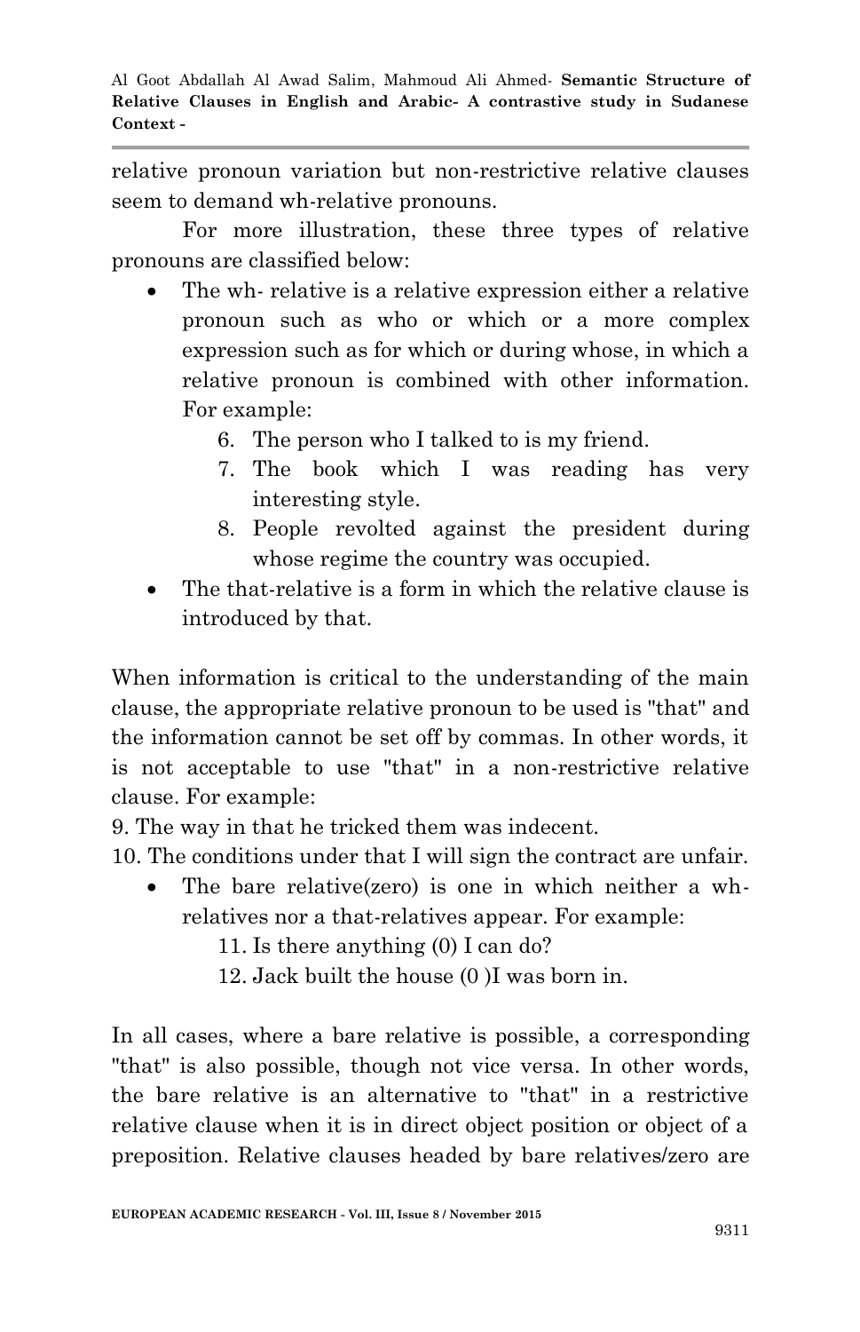relative pronoun variation but non-restrictive relative clauses seem to demand wh-relative pronouns.

For more illustration, these three types of relative pronouns are classified below:

- The wh- relative is a relative expression either a relative pronoun such as who or which or a more complex expression such as for which or during whose, in which a relative pronoun is combined with other information. For example:
  6. The person who I talked to is my friend.
  7. The book which I was reading has very interesting style.
  8. People revolted against the president during whose regime the country was occupied.
- The that-relative is a form in which the relative clause is introduced by that.

When information is critical to the understanding of the main clause, the appropriate relative pronoun to be used is "that" and the information cannot be set off by commas. In other words, it is not acceptable to use "that" in a non-restrictive relative clause. For example:

9. The way in that he tricked them was indecent.
10. The conditions under that I will sign the contract are unfair.

- The bare relative(zero) is one in which neither a wh-relatives nor a that-relatives appear. For example:
  11. Is there anything (0) I can do?
  12. Jack built the house (0 )I was born in.

In all cases, where a bare relative is possible, a corresponding "that" is also possible, though not vice versa. In other words, the bare relative is an alternative to "that" in a restrictive relative clause when it is in direct object position or object of a preposition. Relative clauses headed by bare relatives/zero are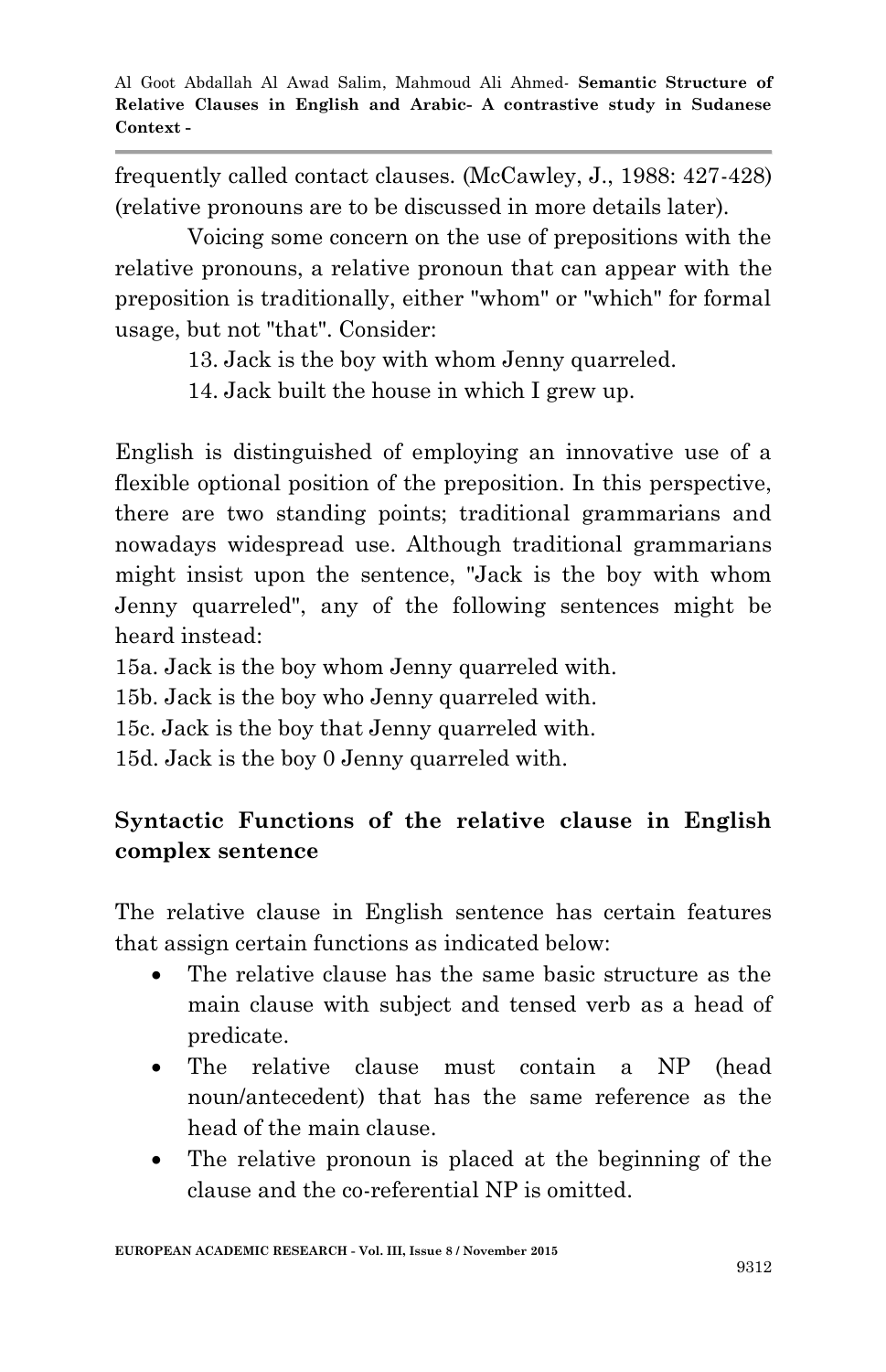frequently called contact clauses. (McCawley, J., 1988: 427-428) (relative pronouns are to be discussed in more details later).

Voicing some concern on the use of prepositions with the relative pronouns, a relative pronoun that can appear with the preposition is traditionally, either "whom" or "which" for formal usage, but not "that". Consider:

13. Jack is the boy with whom Jenny quarreled.

14. Jack built the house in which I grew up.

English is distinguished of employing an innovative use of a flexible optional position of the preposition. In this perspective, there are two standing points; traditional grammarians and nowadays widespread use. Although traditional grammarians might insist upon the sentence, "Jack is the boy with whom Jenny quarreled", any of the following sentences might be heard instead:

15a. Jack is the boy whom Jenny quarreled with.
15b. Jack is the boy who Jenny quarreled with.
15c. Jack is the boy that Jenny quarreled with.
15d. Jack is the boy 0 Jenny quarreled with.

## Syntactic Functions of the relative clause in English complex sentence

The relative clause in English sentence has certain features that assign certain functions as indicated below:

- The relative clause has the same basic structure as the main clause with subject and tensed verb as a head of predicate.
- The relative clause must contain a NP (head noun/antecedent) that has the same reference as the head of the main clause.
- The relative pronoun is placed at the beginning of the clause and the co-referential NP is omitted.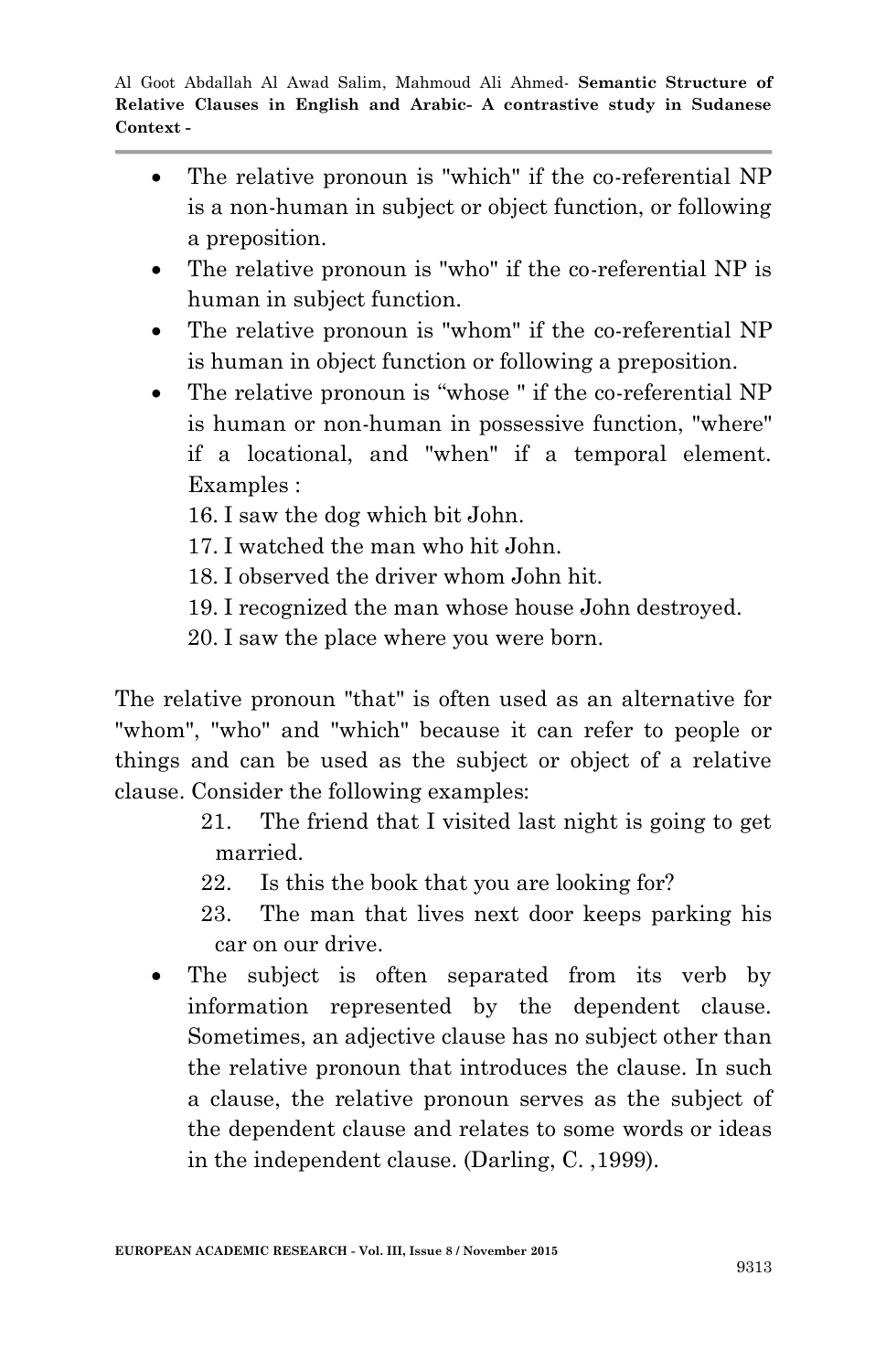- The relative pronoun is "which" if the co-referential NP is a non-human in subject or object function, or following a preposition.
- The relative pronoun is "who" if the co-referential NP is human in subject function.
- The relative pronoun is "whom" if the co-referential NP is human in object function or following a preposition.
- The relative pronoun is "whose " if the co-referential NP is human or non-human in possessive function, "where" if a locational, and "when" if a temporal element. Examples :

  16. I saw the dog which bit John.
  17. I watched the man who hit John.
  18. I observed the driver whom John hit.
  19. I recognized the man whose house John destroyed.
  20. I saw the place where you were born.

The relative pronoun "that" is often used as an alternative for "whom", "who" and "which" because it can refer to people or things and can be used as the subject or object of a relative clause. Consider the following examples:

21. The friend that I visited last night is going to get married.
22. Is this the book that you are looking for?
23. The man that lives next door keeps parking his car on our drive.

- The subject is often separated from its verb by information represented by the dependent clause. Sometimes, an adjective clause has no subject other than the relative pronoun that introduces the clause. In such a clause, the relative pronoun serves as the subject of the dependent clause and relates to some words or ideas in the independent clause. (Darling, C. ,1999).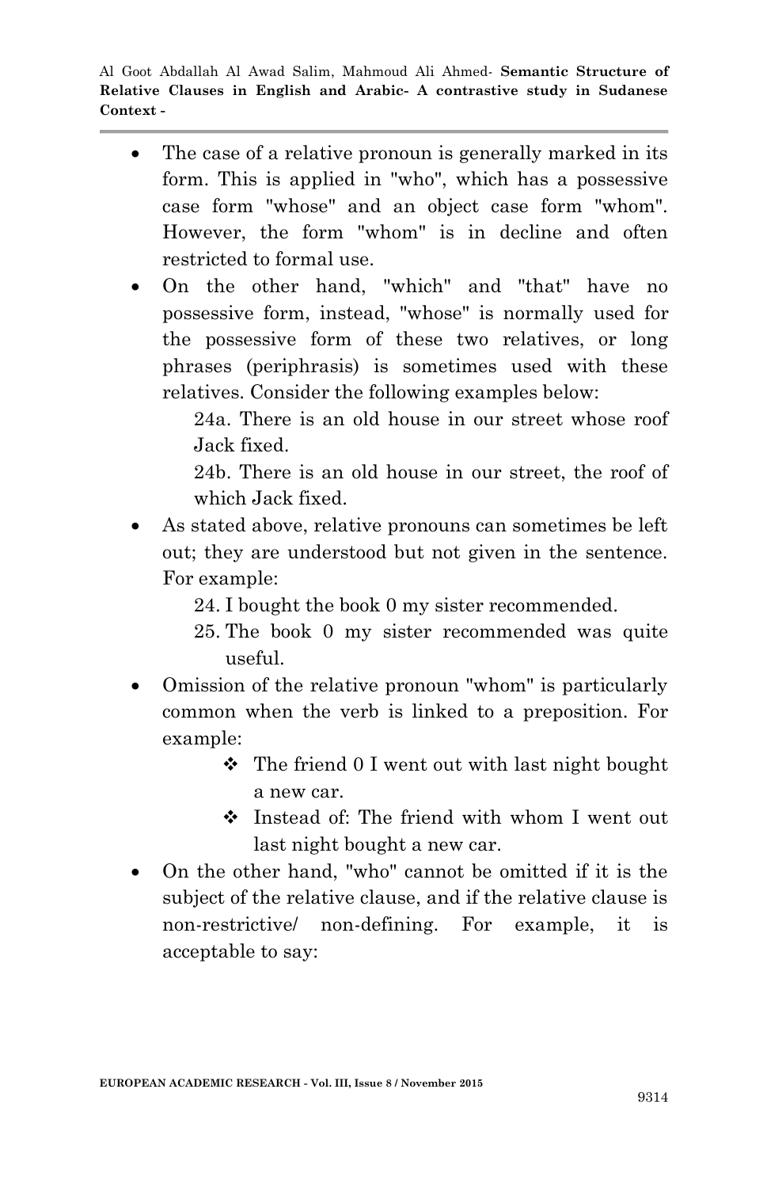- The case of a relative pronoun is generally marked in its form. This is applied in "who", which has a possessive case form "whose" and an object case form "whom". However, the form "whom" is in decline and often restricted to formal use.
- On the other hand, "which" and "that" have no possessive form, instead, "whose" is normally used for the possessive form of these two relatives, or long phrases (periphrasis) is sometimes used with these relatives. Consider the following examples below:

  24a. There is an old house in our street whose roof Jack fixed.

  24b. There is an old house in our street, the roof of which Jack fixed.

- As stated above, relative pronouns can sometimes be left out; they are understood but not given in the sentence. For example:

  24. I bought the book 0 my sister recommended.
  25. The book 0 my sister recommended was quite useful.

- Omission of the relative pronoun "whom" is particularly common when the verb is linked to a preposition. For example:
  - ❖ The friend 0 I went out with last night bought a new car.
  - ❖ Instead of: The friend with whom I went out last night bought a new car.
- On the other hand, "who" cannot be omitted if it is the subject of the relative clause, and if the relative clause is non-restrictive/ non-defining. For example, it is acceptable to say: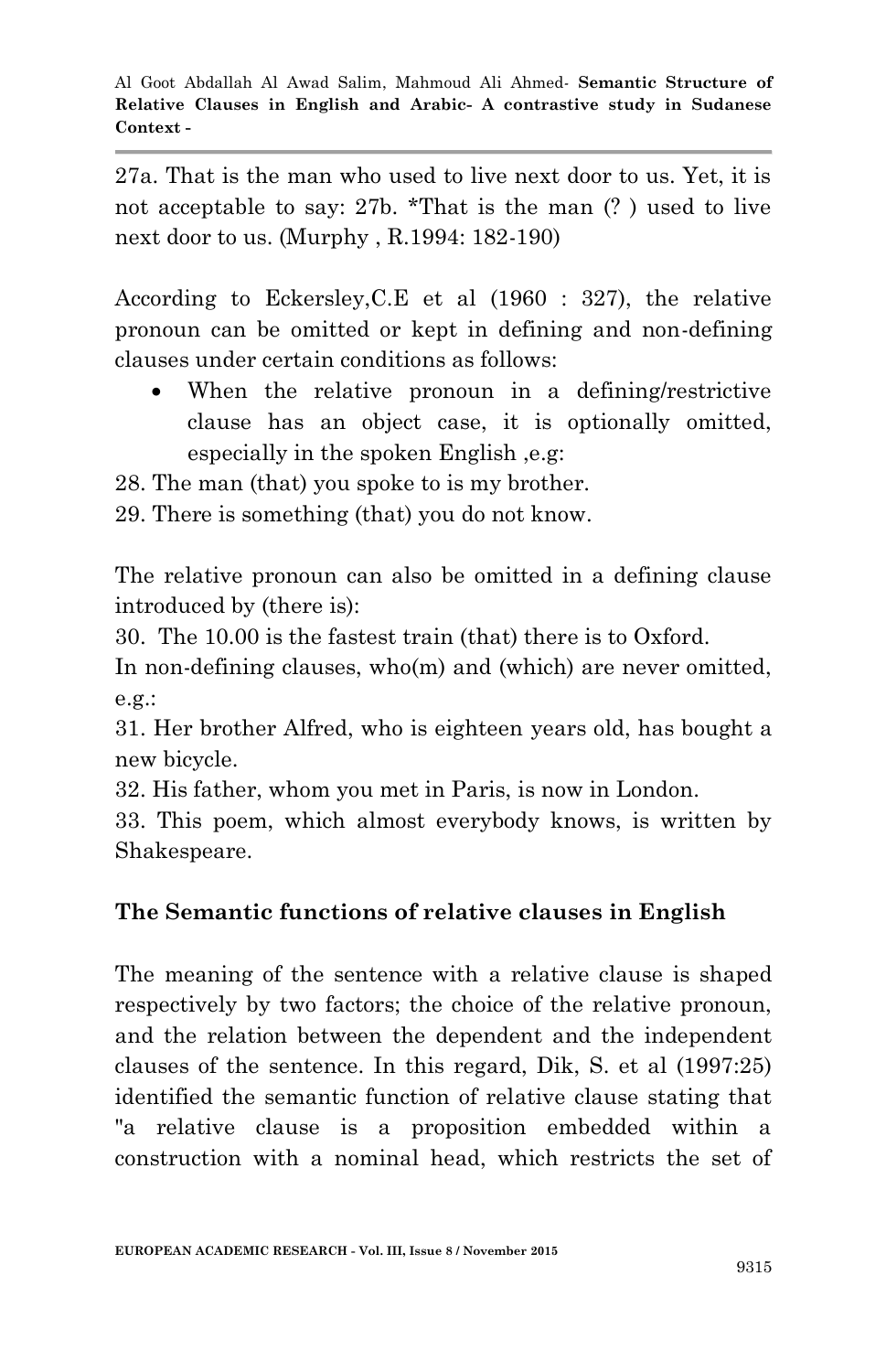27a. That is the man who used to live next door to us. Yet, it is not acceptable to say: 27b. *That is the man (? ) used to live next door to us. (Murphy , R.1994: 182-190)

According to Eckersley,C.E et al (1960 : 327), the relative pronoun can be omitted or kept in defining and non-defining clauses under certain conditions as follows:

- When the relative pronoun in a defining/restrictive clause has an object case, it is optionally omitted, especially in the spoken English ,e.g:

28. The man (that) you spoke to is my brother.
29. There is something (that) you do not know.

The relative pronoun can also be omitted in a defining clause introduced by (there is):

30. The 10.00 is the fastest train (that) there is to Oxford.

In non-defining clauses, who(m) and (which) are never omitted, e.g.:

31. Her brother Alfred, who is eighteen years old, has bought a new bicycle.
32. His father, whom you met in Paris, is now in London.
33. This poem, which almost everybody knows, is written by Shakespeare.

## The Semantic functions of relative clauses in English

The meaning of the sentence with a relative clause is shaped respectively by two factors; the choice of the relative pronoun, and the relation between the dependent and the independent clauses of the sentence. In this regard, Dik, S. et al (1997:25) identified the semantic function of relative clause stating that "a relative clause is a proposition embedded within a construction with a nominal head, which restricts the set of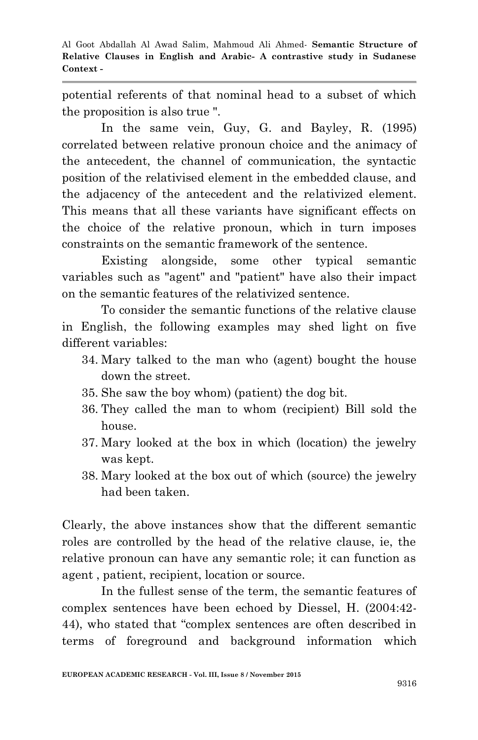potential referents of that nominal head to a subset of which the proposition is also true ".

In the same vein, Guy, G. and Bayley, R. (1995) correlated between relative pronoun choice and the animacy of the antecedent, the channel of communication, the syntactic position of the relativised element in the embedded clause, and the adjacency of the antecedent and the relativized element. This means that all these variants have significant effects on the choice of the relative pronoun, which in turn imposes constraints on the semantic framework of the sentence.

Existing alongside, some other typical semantic variables such as "agent" and "patient" have also their impact on the semantic features of the relativized sentence.

To consider the semantic functions of the relative clause in English, the following examples may shed light on five different variables:

34. Mary talked to the man who (agent) bought the house down the street.
35. She saw the boy whom) (patient) the dog bit.
36. They called the man to whom (recipient) Bill sold the house.
37. Mary looked at the box in which (location) the jewelry was kept.
38. Mary looked at the box out of which (source) the jewelry had been taken.

Clearly, the above instances show that the different semantic roles are controlled by the head of the relative clause, ie, the relative pronoun can have any semantic role; it can function as agent , patient, recipient, location or source.

In the fullest sense of the term, the semantic features of complex sentences have been echoed by Diessel, H. (2004:42-44), who stated that "complex sentences are often described in terms of foreground and background information which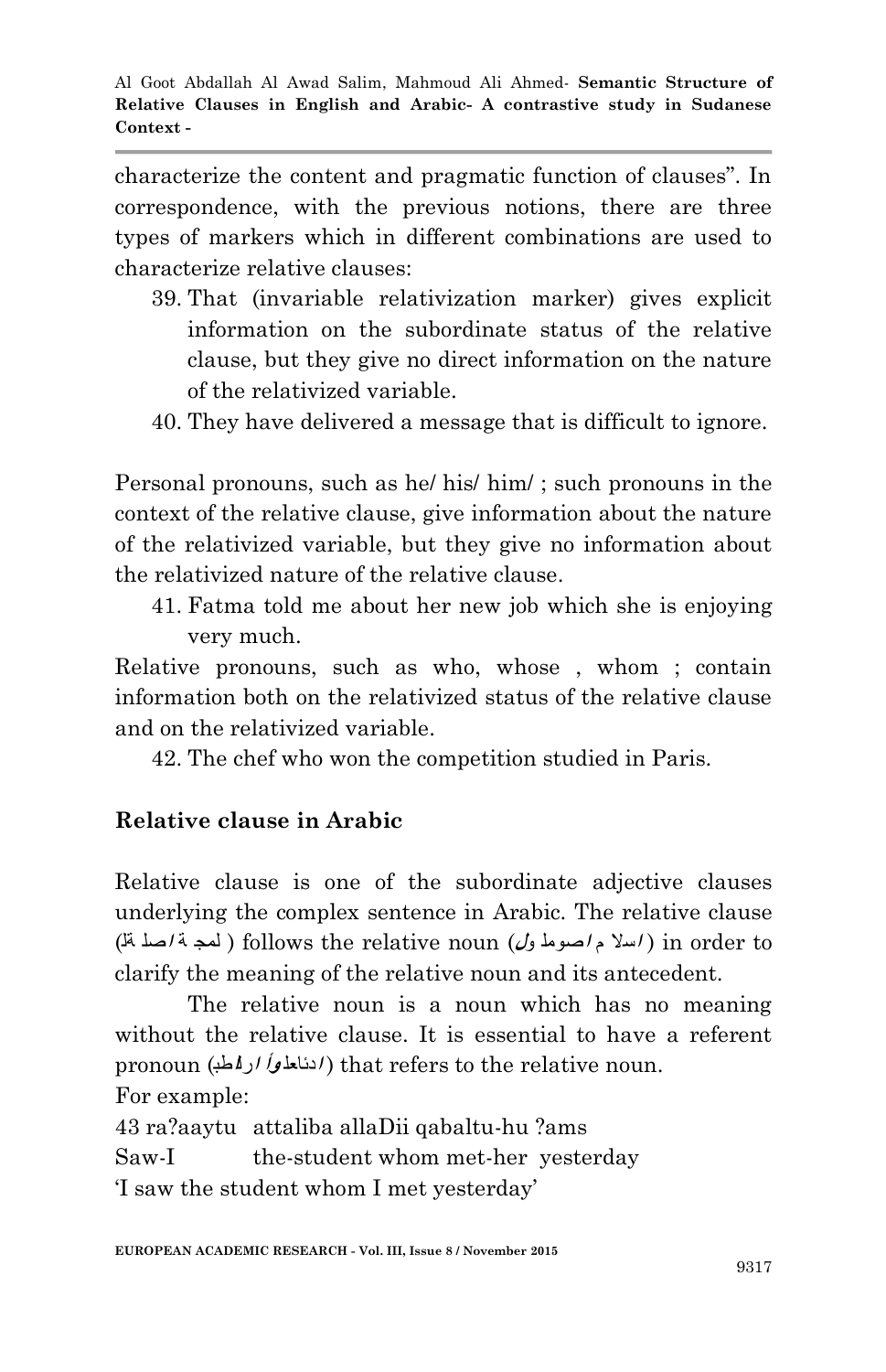characterize the content and pragmatic function of clauses". In correspondence, with the previous notions, there are three types of markers which in different combinations are used to characterize relative clauses:

39. That (invariable relativization marker) gives explicit information on the subordinate status of the relative clause, but they give no direct information on the nature of the relativized variable.
40. They have delivered a message that is difficult to ignore.

Personal pronouns, such as he/ his/ him/ ; such pronouns in the context of the relative clause, give information about the nature of the relativized variable, but they give no information about the relativized nature of the relative clause.

41. Fatma told me about her new job which she is enjoying very much.

Relative pronouns, such as who, whose , whom ; contain information both on the relativized status of the relative clause and on the relativized variable.

42. The chef who won the competition studied in Paris.

## Relative clause in Arabic

Relative clause is one of the subordinate adjective clauses underlying the complex sentence in Arabic. The relative clause (لمجة اصلة) follows the relative noun (اسلا م اصوملول) in order to clarify the meaning of the relative noun and its antecedent.

The relative noun is a noun which has no meaning without the relative clause. It is essential to have a referent pronoun (ادئاعلوأ ارلطب) that refers to the relative noun.

For example:

43 ra?aaytu attaliba allaDii qabaltu-hu ?ams
Saw-I the-student whom met-her yesterday
'I saw the student whom I met yesterday'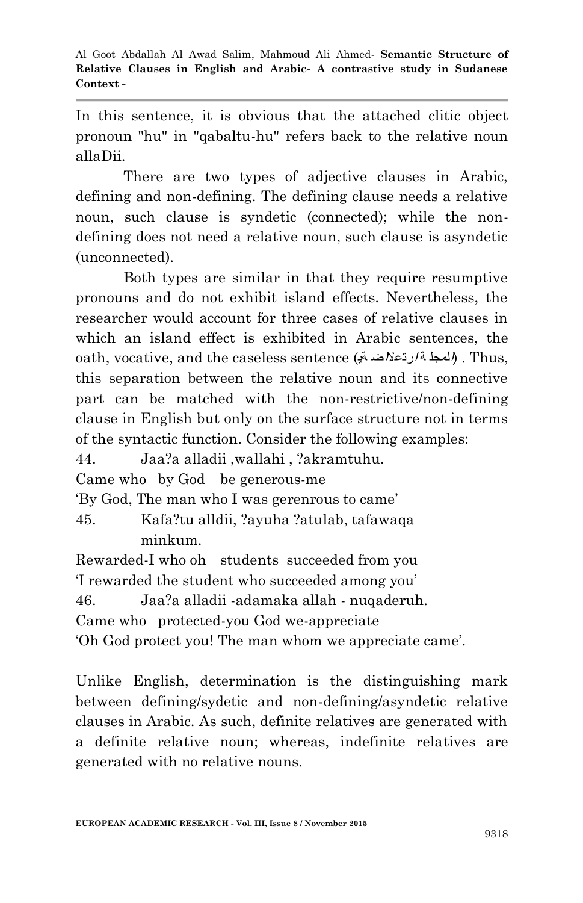In this sentence, it is obvious that the attached clitic object pronoun "hu" in "qabaltu-hu" refers back to the relative noun allaDii.

There are two types of adjective clauses in Arabic, defining and non-defining. The defining clause needs a relative noun, such clause is syndetic (connected); while the non-defining does not need a relative noun, such clause is asyndetic (unconnected).

Both types are similar in that they require resumptive pronouns and do not exhibit island effects. Nevertheless, the researcher would account for three cases of relative clauses in which an island effect is exhibited in Arabic sentences, the oath, vocative, and the caseless sentence (الجملة الاعتراضية) . Thus, this separation between the relative noun and its connective part can be matched with the non-restrictive/non-defining clause in English but only on the surface structure not in terms of the syntactic function. Consider the following examples:

44. Jaa?a alladii ,wallahi , ?akramtuhu.
Came who by God be generous-me
'By God, The man who I was gerenrous to came'

45. Kafa?tu alldii, ?ayuha ?atulab, tafawaqa minkum.
Rewarded-I who oh students succeeded from you
'I rewarded the student who succeeded among you'

46. Jaa?a alladii -adamaka allah - nuqaderuh.
Came who protected-you God we-appreciate
'Oh God protect you! The man whom we appreciate came'.

Unlike English, determination is the distinguishing mark between defining/sydetic and non-defining/asyndetic relative clauses in Arabic. As such, definite relatives are generated with a definite relative noun; whereas, indefinite relatives are generated with no relative nouns.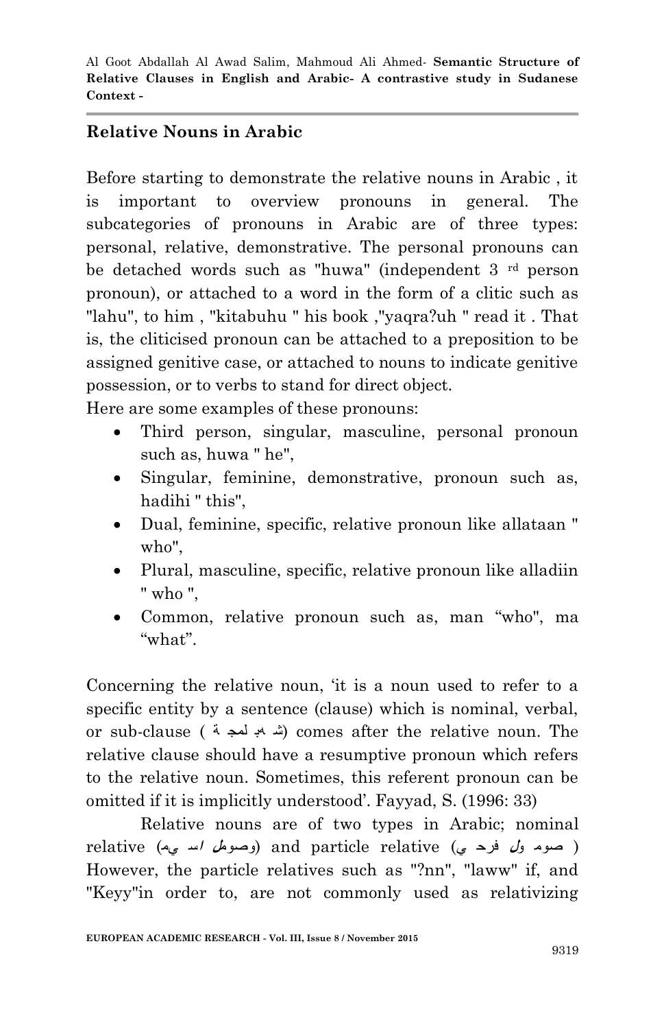## Relative Nouns in Arabic

Before starting to demonstrate the relative nouns in Arabic , it is important to overview pronouns in general. The subcategories of pronouns in Arabic are of three types: personal, relative, demonstrative. The personal pronouns can be detached words such as "huwa" (independent 3 rd person pronoun), or attached to a word in the form of a clitic such as "lahu", to him , "kitabuhu " his book ,"yaqra?uh " read it . That is, the cliticised pronoun can be attached to a preposition to be assigned genitive case, or attached to nouns to indicate genitive possession, or to verbs to stand for direct object.

Here are some examples of these pronouns:

- Third person, singular, masculine, personal pronoun such as, huwa " he",
- Singular, feminine, demonstrative, pronoun such as, hadihi " this",
- Dual, feminine, specific, relative pronoun like allataan " who",
- Plural, masculine, specific, relative pronoun like alladiin " who ",
- Common, relative pronoun such as, man "who", ma "what".

Concerning the relative noun, 'it is a noun used to refer to a specific entity by a sentence (clause) which is nominal, verbal, or sub-clause ( شبه جملة) comes after the relative noun. The relative clause should have a resumptive pronoun which refers to the relative noun. Sometimes, this referent pronoun can be omitted if it is implicitly understood'. Fayyad, S. (1996: 33)

Relative nouns are of two types in Arabic; nominal relative (موصول اسمي) and particle relative (موصول حرفي ) However, the particle relatives such as "?nn", "laww" if, and "Keyy"in order to, are not commonly used as relativizing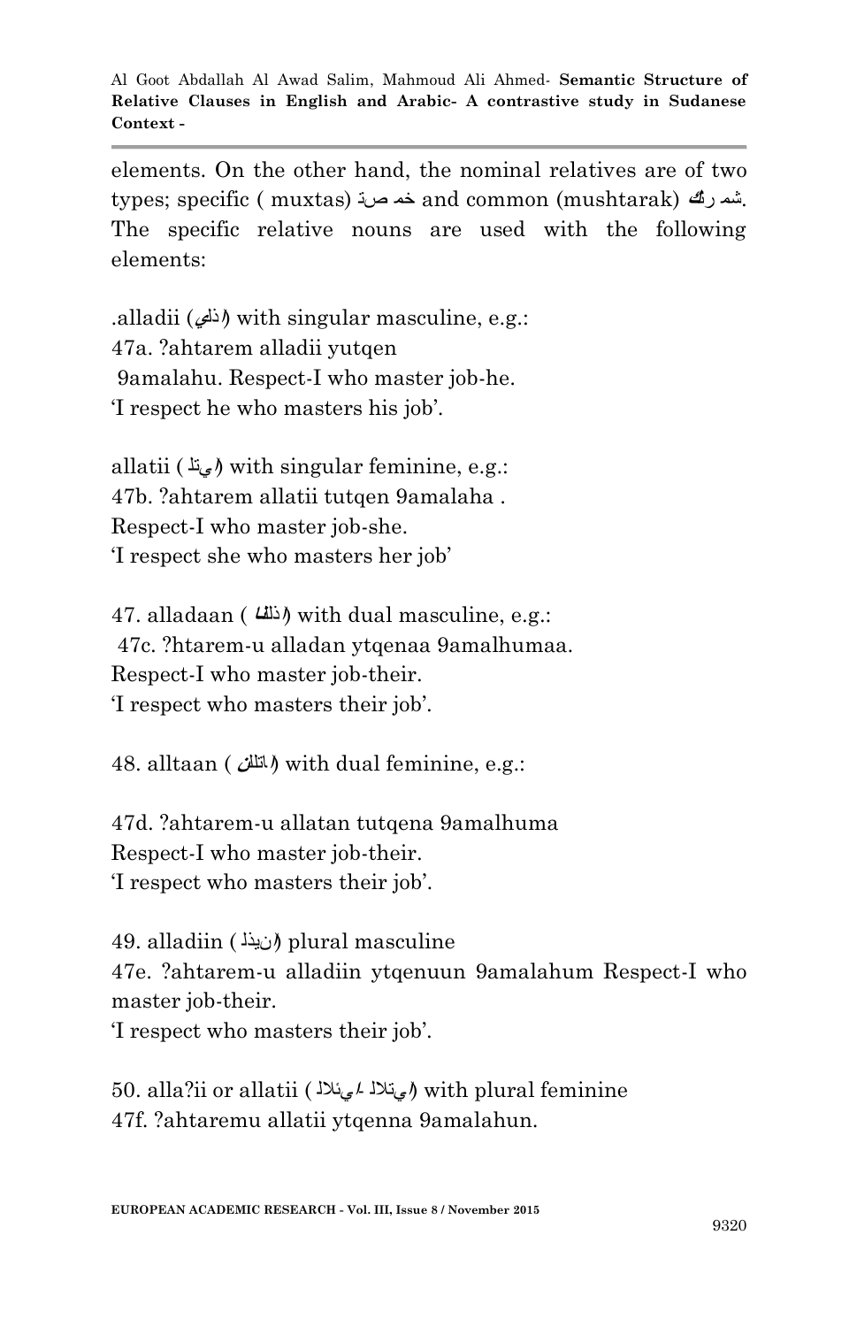elements. On the other hand, the nominal relatives are of two types; specific ( muxtas) خمصة and common (mushtarak) شمرك. The specific relative nouns are used with the following elements:

.alladii (الذي) with singular masculine, e.g.:
47a. ?ahtarem alladii yutqen
 9amalahu. Respect-I who master job-he.
'I respect he who masters his job'.

allatii (التي) with singular feminine, e.g.:
47b. ?ahtarem allatii tutqen 9amalaha .
Respect-I who master job-she.
'I respect she who masters her job'

47. alladaan ( اللذان) with dual masculine, e.g.:
 47c. ?htarem-u alladan ytqenaa 9amalhumaa.
Respect-I who master job-their.
'I respect who masters their job'.

48. alltaan ( اللتان) with dual feminine, e.g.:

47d. ?ahtarem-u allatan tutqena 9amalhuma
Respect-I who master job-their.
'I respect who masters their job'.

49. alladiin (الذين) plural masculine
47e. ?ahtarem-u alladiin ytqenuun 9amalahum Respect-I who master job-their.
'I respect who masters their job'.

50. alla?ii or allatii (اللائي/ اللاتي) with plural feminine
47f. ?ahtaremu allatii ytqenna 9amalahun.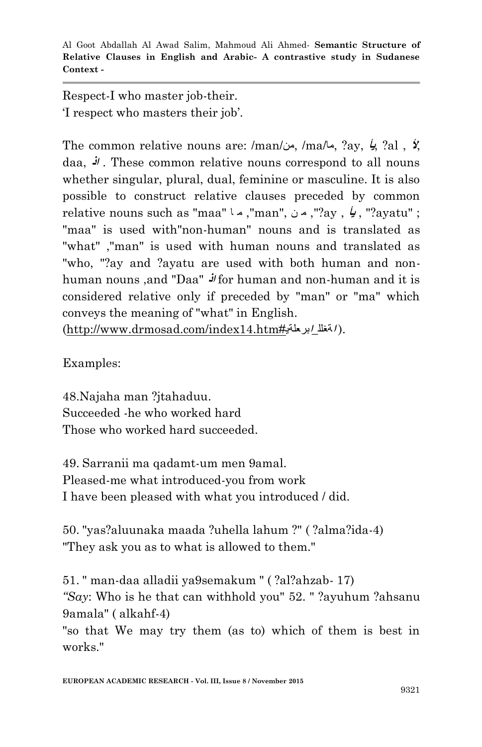Respect-I who master job-their.
'I respect who masters their job'.

The common relative nouns are: /man/من, /ma/ما, ?ay, أيّ, ?al , ألْ, daa, ذا . These common relative nouns correspond to all nouns whether singular, plural, dual, feminine or masculine. It is also possible to construct relative clauses preceded by common relative nouns such as "maa" ما ,"man", من ,"?ay , أيّ , "?ayatu" ; "maa" is used with"non-human" nouns and is translated as "what" ,"man" is used with human nouns and translated as "who, "?ay and ?ayatu are used with both human and non-human nouns ,and "Daa" ذا for human and non-human and it is considered relative only if preceded by "man" or "ma" which conveys the meaning of "what" in English. (http://www.drmosad.com/index14.htm#العربية_اللغة/).

Examples:

48.Najaha man ?jtahaduu.
Succeeded -he who worked hard
Those who worked hard succeeded.

49. Sarranii ma qadamt-um men 9amal.
Pleased-me what introduced-you from work
I have been pleased with what you introduced / did.

50. "yas?aluunaka maada ?uhella lahum ?" ( ?alma?ida-4)
"They ask you as to what is allowed to them."

51. " man-daa alladii ya9semakum " ( ?al?ahzab- 17)
*"Say*: Who is he that can withhold you" 52. " ?ayuhum ?ahsanu 9amala" ( alkahf-4)
"so that We may try them (as to) which of them is best in works."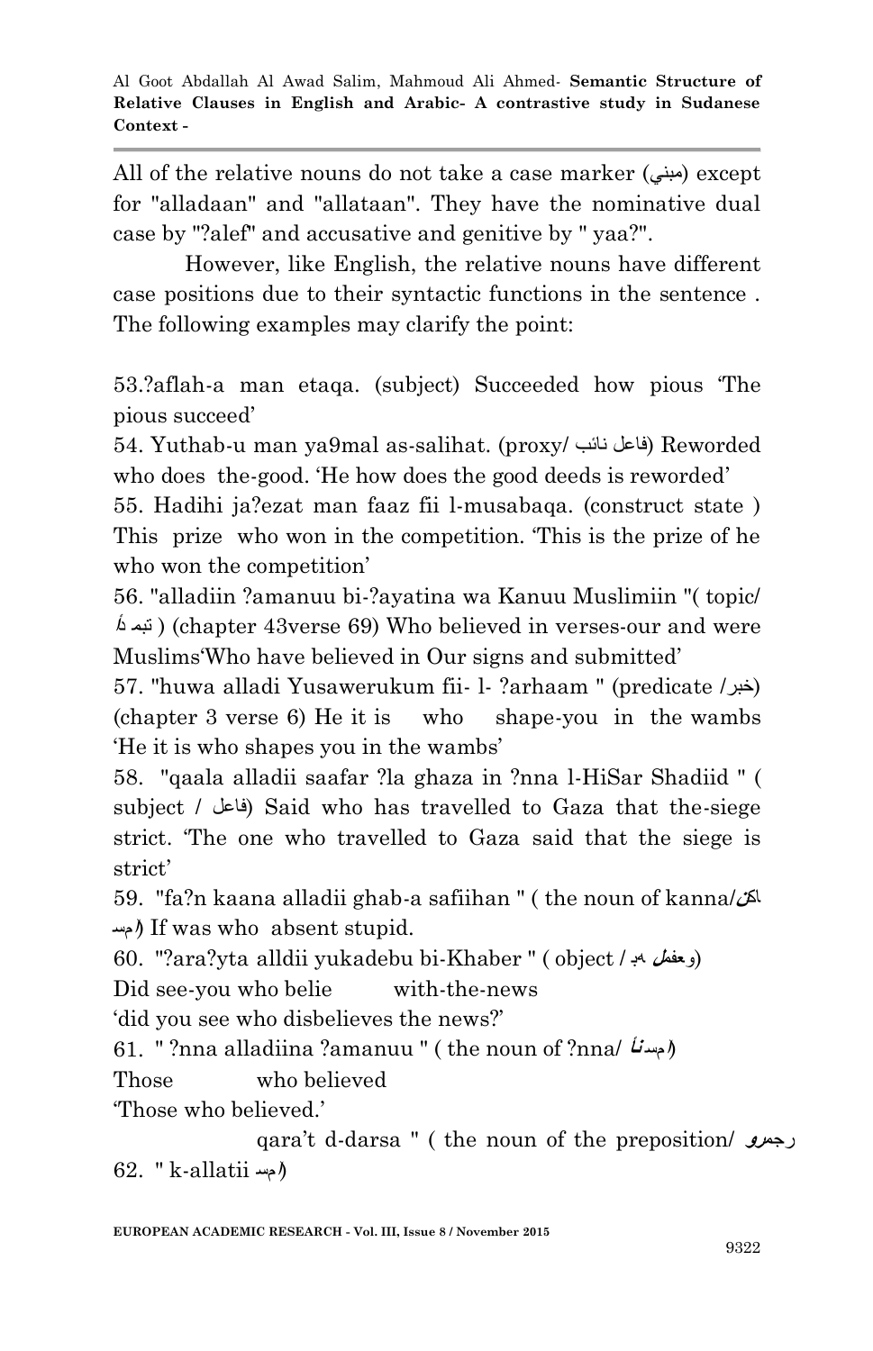All of the relative nouns do not take a case marker (مبني) except for "alladaan" and "allataan". They have the nominative dual case by "?alef" and accusative and genitive by " yaa?".

However, like English, the relative nouns have different case positions due to their syntactic functions in the sentence . The following examples may clarify the point:

53.?aflah-a man etaqa. (subject) Succeeded how pious 'The pious succeed'

54. Yuthab-u man ya9mal as-salihat. (proxy/ نائب فاعل) Reworded who does the-good. 'He how does the good deeds is reworded'

55. Hadihi ja?ezat man faaz fii l-musabaqa. (construct state ) This prize who won in the competition. 'This is the prize of he who won the competition'

56. "alladiin ?amanuu bi-?ayatina wa Kanuu Muslimiin "( topic/ مبتدأ ) (chapter 43verse 69) Who believed in verses-our and were Muslims'Who have believed in Our signs and submitted'

57. "huwa alladi Yusawerukum fii- l- ?arhaam " (predicate /خبر) (chapter 3 verse 6) He it is who shape-you in the wambs 'He it is who shapes you in the wambs'

58. "qaala alladii saafar ?la ghaza in ?nna l-HiSar Shadiid " ( subject / فاعل) Said who has travelled to Gaza that the-siege strict. 'The one who travelled to Gaza said that the siege is strict'

59. "fa?n kaana alladii ghab-a safiihan " ( the noun of kanna/اسم كان) If was who absent stupid.

60. "?ara?yta alldii yukadebu bi-Khaber " ( object / مفعول به)
Did see-you who belie with-the-news
'did you see who disbelieves the news?'

61. " ?nna alladiina ?amanuu " ( the noun of ?nna/ اسم إنّ)
Those who believed
'Those who believed.'

62. " k-allatii qara't d-darsa " ( the noun of the preposition/ اسم مجرور)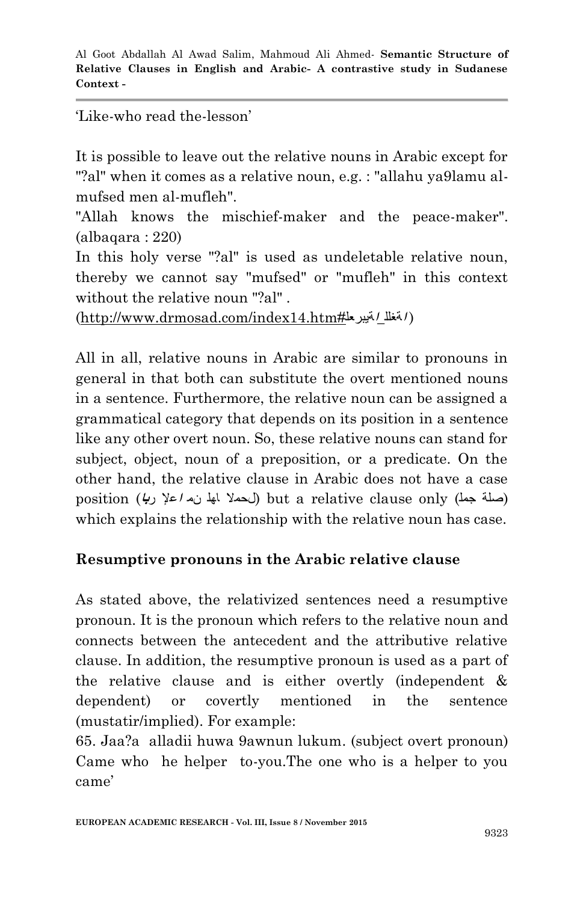'Like-who read the-lesson'

It is possible to leave out the relative nouns in Arabic except for "?al" when it comes as a relative noun, e.g. : "allahu ya9lamu al-mufsed men al-mufleh".

"Allah knows the mischief-maker and the peace-maker". (albaqara : 220)

In this holy verse "?al" is used as undeletable relative noun, thereby we cannot say "mufsed" or "mufleh" in this context without the relative noun "?al" .

(http://www.drmosad.com/index14.htm#العربية_اللغة)

All in all, relative nouns in Arabic are similar to pronouns in general in that both can substitute the overt mentioned nouns in a sentence. Furthermore, the relative noun can be assigned a grammatical category that depends on its position in a sentence like any other overt noun. So, these relative nouns can stand for subject, object, noun of a preposition, or a predicate. On the other hand, the relative clause in Arabic does not have a case position (لا محل لها من الإعراب) but a relative clause only (صلة جمل) which explains the relationship with the relative noun has case.

## Resumptive pronouns in the Arabic relative clause

As stated above, the relativized sentences need a resumptive pronoun. It is the pronoun which refers to the relative noun and connects between the antecedent and the attributive relative clause. In addition, the resumptive pronoun is used as a part of the relative clause and is either overtly (independent & dependent) or covertly mentioned in the sentence (mustatir/implied). For example:

65. Jaa?a alladii huwa 9awnun lukum. (subject overt pronoun)
Came who he helper to-you.The one who is a helper to you came'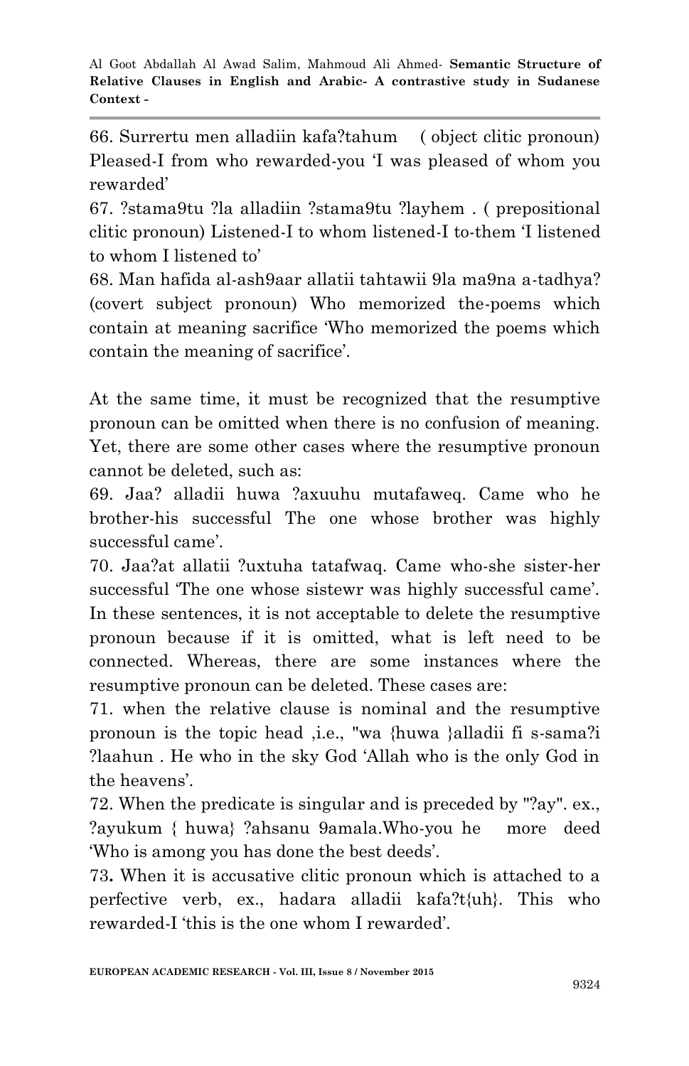66. Surrertu men alladiin kafa?tahum ( object clitic pronoun) Pleased-I from who rewarded-you 'I was pleased of whom you rewarded'

67. ?stama9tu ?la alladiin ?stama9tu ?layhem . ( prepositional clitic pronoun) Listened-I to whom listened-I to-them 'I listened to whom I listened to'

68. Man hafida al-ash9aar allatii tahtawii 9la ma9na a-tadhya? (covert subject pronoun) Who memorized the-poems which contain at meaning sacrifice 'Who memorized the poems which contain the meaning of sacrifice'.

At the same time, it must be recognized that the resumptive pronoun can be omitted when there is no confusion of meaning. Yet, there are some other cases where the resumptive pronoun cannot be deleted, such as:

69. Jaa? alladii huwa ?axuuhu mutafaweq. Came who he brother-his successful The one whose brother was highly successful came'.

70. Jaa?at allatii ?uxtuha tatafwaq. Came who-she sister-her successful 'The one whose sistewr was highly successful came'.

In these sentences, it is not acceptable to delete the resumptive pronoun because if it is omitted, what is left need to be connected. Whereas, there are some instances where the resumptive pronoun can be deleted. These cases are:

71. when the relative clause is nominal and the resumptive pronoun is the topic head ,i.e., "wa {huwa }alladii fi s-sama?i ?laahun . He who in the sky God 'Allah who is the only God in the heavens'.

72. When the predicate is singular and is preceded by "?ay". ex., ?ayukum { huwa} ?ahsanu 9amala.Who-you he more deed 'Who is among you has done the best deeds'.

73**.** When it is accusative clitic pronoun which is attached to a perfective verb, ex., hadara alladii kafa?t{uh}. This who rewarded-I 'this is the one whom I rewarded'.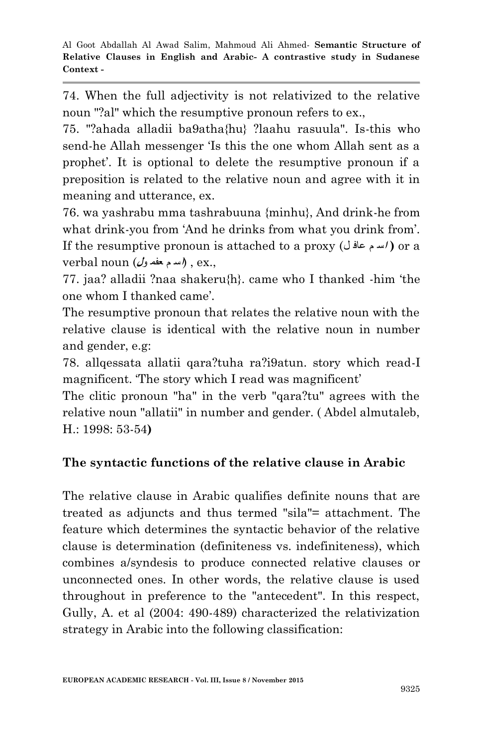74. When the full adjectivity is not relativized to the relative noun "?al" which the resumptive pronoun refers to ex.,

75. "?ahada alladii ba9atha{hu} ?laahu rasuula". Is-this who send-he Allah messenger 'Is this the one whom Allah sent as a prophet'. It is optional to delete the resumptive pronoun if a preposition is related to the relative noun and agree with it in meaning and utterance, ex.

76. wa yashrabu mma tashrabuuna {minhu}, And drink-he from what drink-you from 'And he drinks from what you drink from'. If the resumptive pronoun is attached to a proxy (اسم عافل) or a verbal noun (اسم عفمول) , ex.,

77. jaa? alladii ?naa shakeru{h}. came who I thanked -him 'the one whom I thanked came'.

The resumptive pronoun that relates the relative noun with the relative clause is identical with the relative noun in number and gender, e.g:

78. allqessata allatii qara?tuha ra?i9atun. story which read-I magnificent. 'The story which I read was magnificent'

The clitic pronoun "ha" in the verb "qara?tu" agrees with the relative noun "allatii" in number and gender. ( Abdel almutaleb, H.: 1998: 53-54**)**

## The syntactic functions of the relative clause in Arabic

The relative clause in Arabic qualifies definite nouns that are treated as adjuncts and thus termed "sila"= attachment. The feature which determines the syntactic behavior of the relative clause is determination (definiteness vs. indefiniteness), which combines a/syndesis to produce connected relative clauses or unconnected ones. In other words, the relative clause is used throughout in preference to the "antecedent". In this respect, Gully, A. et al (2004: 490-489) characterized the relativization strategy in Arabic into the following classification: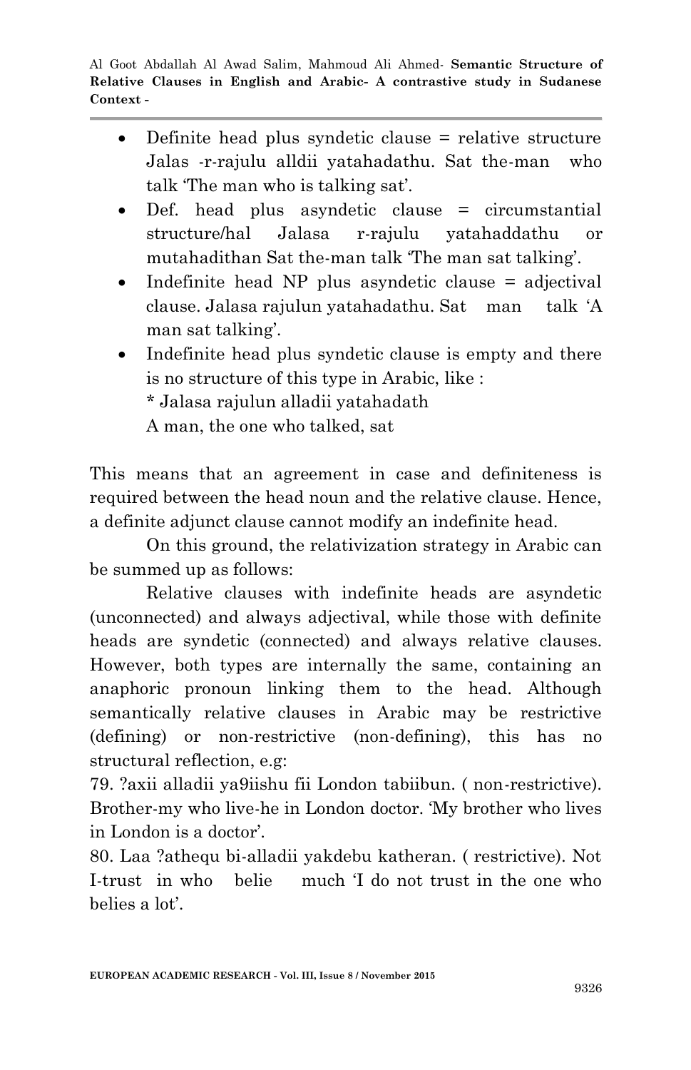- Definite head plus syndetic clause = relative structure Jalas -r-rajulu alldii yatahadathu. Sat the-man who talk 'The man who is talking sat'.
- Def. head plus asyndetic clause = circumstantial structure/hal Jalasa r-rajulu yatahaddathu or mutahadithan Sat the-man talk 'The man sat talking'.
- Indefinite head NP plus asyndetic clause = adjectival clause. Jalasa rajulun yatahadathu. Sat man talk 'A man sat talking'.
- Indefinite head plus syndetic clause is empty and there is no structure of this type in Arabic, like :

  * Jalasa rajulun alladii yatahadath

  A man, the one who talked, sat

This means that an agreement in case and definiteness is required between the head noun and the relative clause. Hence, a definite adjunct clause cannot modify an indefinite head.

On this ground, the relativization strategy in Arabic can be summed up as follows:

Relative clauses with indefinite heads are asyndetic (unconnected) and always adjectival, while those with definite heads are syndetic (connected) and always relative clauses. However, both types are internally the same, containing an anaphoric pronoun linking them to the head. Although semantically relative clauses in Arabic may be restrictive (defining) or non-restrictive (non-defining), this has no structural reflection, e.g:

79. ?axii alladii ya9iishu fii London tabiibun. ( non-restrictive). Brother-my who live-he in London doctor. 'My brother who lives in London is a doctor'.

80. Laa ?athequ bi-alladii yakdebu katheran. ( restrictive). Not I-trust in who belie much 'I do not trust in the one who belies a lot'.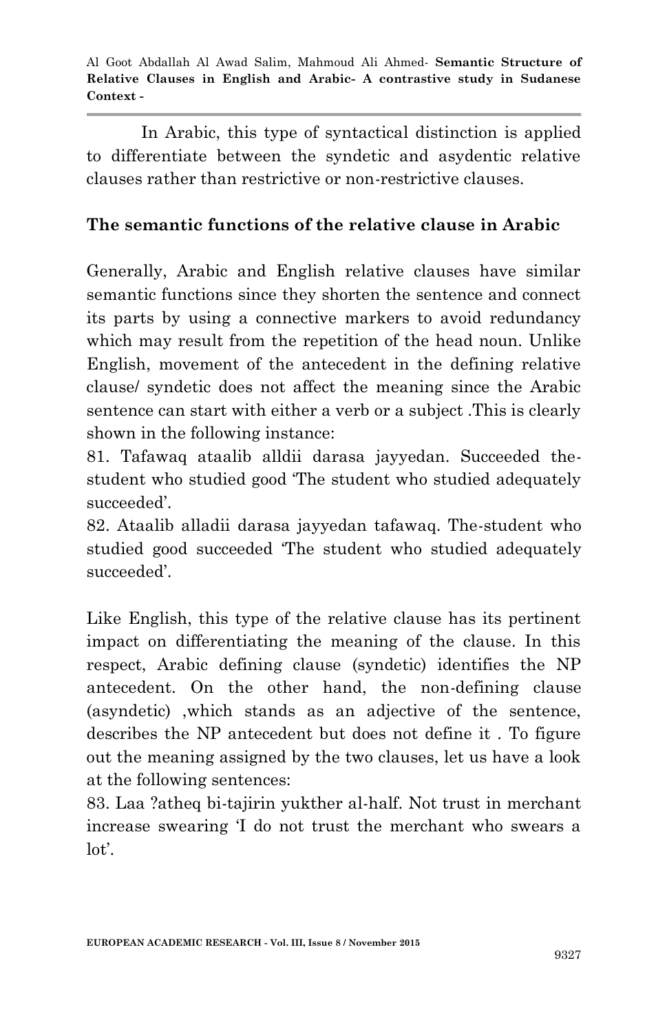In Arabic, this type of syntactical distinction is applied to differentiate between the syndetic and asydentic relative clauses rather than restrictive or non-restrictive clauses.

## The semantic functions of the relative clause in Arabic

Generally, Arabic and English relative clauses have similar semantic functions since they shorten the sentence and connect its parts by using a connective markers to avoid redundancy which may result from the repetition of the head noun. Unlike English, movement of the antecedent in the defining relative clause/ syndetic does not affect the meaning since the Arabic sentence can start with either a verb or a subject .This is clearly shown in the following instance:

81. Tafawaq ataalib alldii darasa jayyedan. Succeeded the-student who studied good 'The student who studied adequately succeeded'.

82. Ataalib alladii darasa jayyedan tafawaq. The-student who studied good succeeded 'The student who studied adequately succeeded'.

Like English, this type of the relative clause has its pertinent impact on differentiating the meaning of the clause. In this respect, Arabic defining clause (syndetic) identifies the NP antecedent. On the other hand, the non-defining clause (asyndetic) ,which stands as an adjective of the sentence, describes the NP antecedent but does not define it . To figure out the meaning assigned by the two clauses, let us have a look at the following sentences:

83. Laa ?atheq bi-tajirin yukther al-half. Not trust in merchant increase swearing 'I do not trust the merchant who swears a lot'.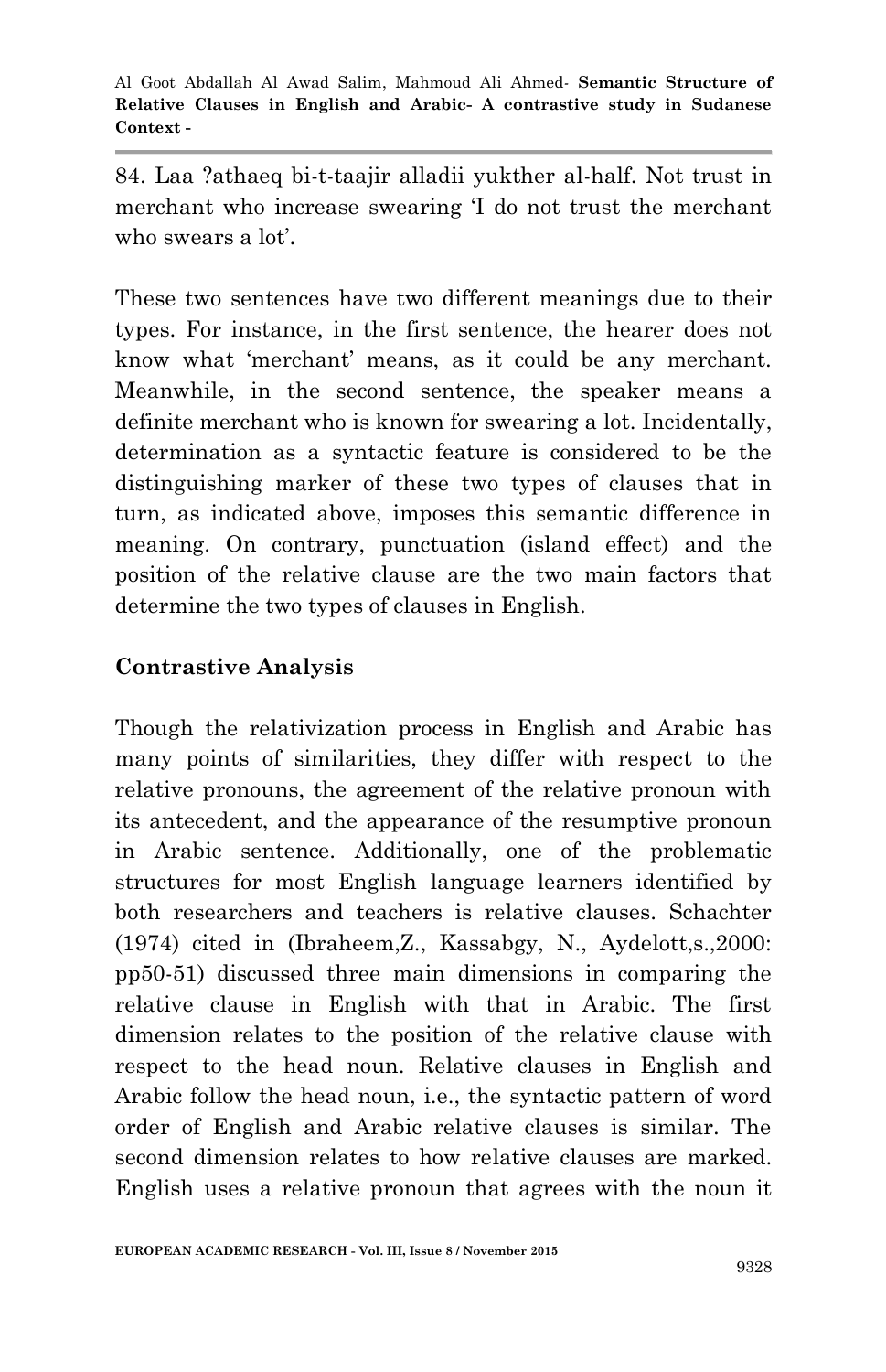84. Laa ?athaeq bi-t-taajir alladii yukther al-half. Not trust in merchant who increase swearing 'I do not trust the merchant who swears a lot'.

These two sentences have two different meanings due to their types. For instance, in the first sentence, the hearer does not know what 'merchant' means, as it could be any merchant. Meanwhile, in the second sentence, the speaker means a definite merchant who is known for swearing a lot. Incidentally, determination as a syntactic feature is considered to be the distinguishing marker of these two types of clauses that in turn, as indicated above, imposes this semantic difference in meaning. On contrary, punctuation (island effect) and the position of the relative clause are the two main factors that determine the two types of clauses in English.

## Contrastive Analysis

Though the relativization process in English and Arabic has many points of similarities, they differ with respect to the relative pronouns, the agreement of the relative pronoun with its antecedent, and the appearance of the resumptive pronoun in Arabic sentence. Additionally, one of the problematic structures for most English language learners identified by both researchers and teachers is relative clauses. Schachter (1974) cited in (Ibraheem,Z., Kassabgy, N., Aydelott,s.,2000: pp50-51) discussed three main dimensions in comparing the relative clause in English with that in Arabic. The first dimension relates to the position of the relative clause with respect to the head noun. Relative clauses in English and Arabic follow the head noun, i.e., the syntactic pattern of word order of English and Arabic relative clauses is similar. The second dimension relates to how relative clauses are marked. English uses a relative pronoun that agrees with the noun it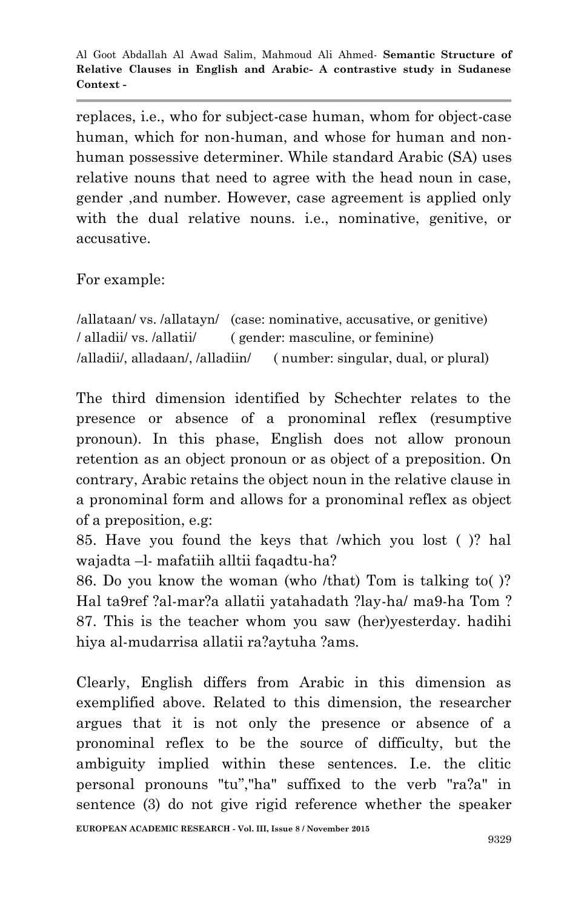replaces, i.e., who for subject-case human, whom for object-case human, which for non-human, and whose for human and non-human possessive determiner. While standard Arabic (SA) uses relative nouns that need to agree with the head noun in case, gender ,and number. However, case agreement is applied only with the dual relative nouns. i.e., nominative, genitive, or accusative.

For example:

/allataan/ vs. /allatayn/ (case: nominative, accusative, or genitive)
/ alladii/ vs. /allatii/ ( gender: masculine, or feminine)
/alladii/, alladaan/, /alladiin/ ( number: singular, dual, or plural)

The third dimension identified by Schechter relates to the presence or absence of a pronominal reflex (resumptive pronoun). In this phase, English does not allow pronoun retention as an object pronoun or as object of a preposition. On contrary, Arabic retains the object noun in the relative clause in a pronominal form and allows for a pronominal reflex as object of a preposition, e.g:

85. Have you found the keys that /which you lost ( )? hal wajadta –l- mafatiih alltii faqadtu-ha?
86. Do you know the woman (who /that) Tom is talking to( )? Hal ta9ref ?al-mar?a allatii yatahadath ?lay-ha/ ma9-ha Tom ?
87. This is the teacher whom you saw (her)yesterday. hadihi hiya al-mudarrisa allatii ra?aytuha ?ams.

Clearly, English differs from Arabic in this dimension as exemplified above. Related to this dimension, the researcher argues that it is not only the presence or absence of a pronominal reflex to be the source of difficulty, but the ambiguity implied within these sentences. I.e. the clitic personal pronouns "tu”,"ha" suffixed to the verb "ra?a" in sentence (3) do not give rigid reference whether the speaker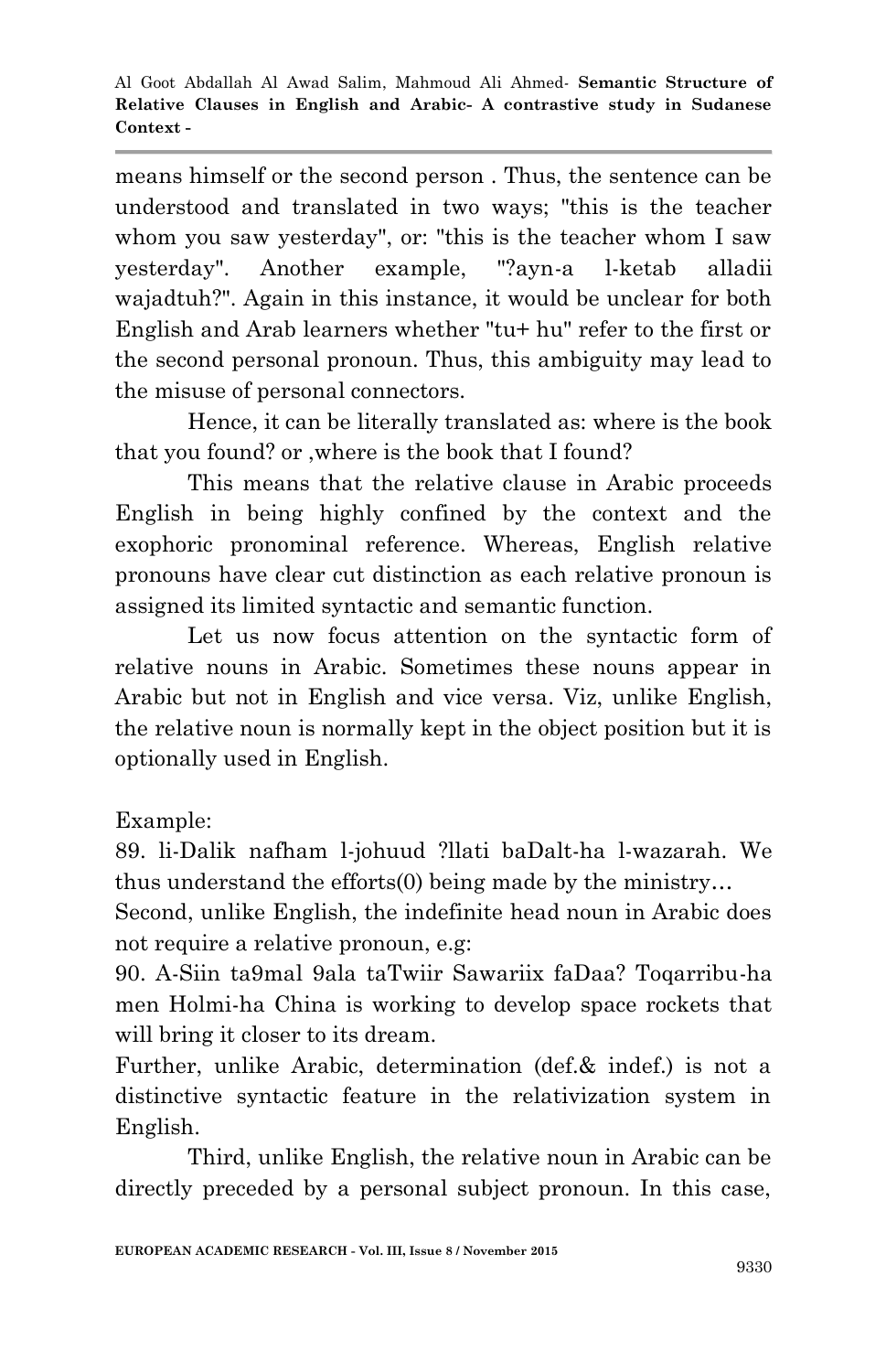means himself or the second person . Thus, the sentence can be understood and translated in two ways; "this is the teacher whom you saw yesterday", or: "this is the teacher whom I saw yesterday". Another example, "?ayn-a l-ketab alladii wajadtuh?". Again in this instance, it would be unclear for both English and Arab learners whether "tu+ hu" refer to the first or the second personal pronoun. Thus, this ambiguity may lead to the misuse of personal connectors.

Hence, it can be literally translated as: where is the book that you found? or ,where is the book that I found?

This means that the relative clause in Arabic proceeds English in being highly confined by the context and the exophoric pronominal reference. Whereas, English relative pronouns have clear cut distinction as each relative pronoun is assigned its limited syntactic and semantic function.

Let us now focus attention on the syntactic form of relative nouns in Arabic. Sometimes these nouns appear in Arabic but not in English and vice versa. Viz, unlike English, the relative noun is normally kept in the object position but it is optionally used in English.

Example:

89. li-Dalik nafham l-johuud ?llati baDalt-ha l-wazarah. We thus understand the efforts(0) being made by the ministry…

Second, unlike English, the indefinite head noun in Arabic does not require a relative pronoun, e.g:

90. A-Siin ta9mal 9ala taTwiir Sawariix faDaa? Toqarribu-ha men Holmi-ha China is working to develop space rockets that will bring it closer to its dream.

Further, unlike Arabic, determination (def.& indef.) is not a distinctive syntactic feature in the relativization system in English.

Third, unlike English, the relative noun in Arabic can be directly preceded by a personal subject pronoun. In this case,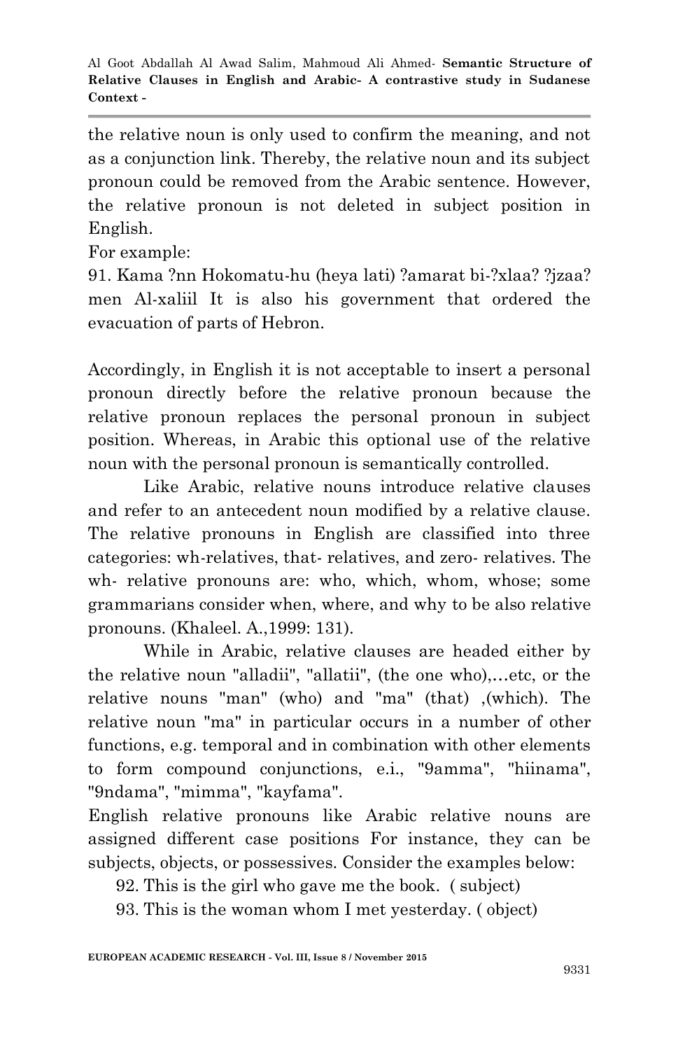the relative noun is only used to confirm the meaning, and not as a conjunction link. Thereby, the relative noun and its subject pronoun could be removed from the Arabic sentence. However, the relative pronoun is not deleted in subject position in English.

For example:

91. Kama ?nn Hokomatu-hu (heya lati) ?amarat bi-?xlaa? ?jzaa? men Al-xaliil It is also his government that ordered the evacuation of parts of Hebron.

Accordingly, in English it is not acceptable to insert a personal pronoun directly before the relative pronoun because the relative pronoun replaces the personal pronoun in subject position. Whereas, in Arabic this optional use of the relative noun with the personal pronoun is semantically controlled.

Like Arabic, relative nouns introduce relative clauses and refer to an antecedent noun modified by a relative clause. The relative pronouns in English are classified into three categories: wh-relatives, that- relatives, and zero- relatives. The wh- relative pronouns are: who, which, whom, whose; some grammarians consider when, where, and why to be also relative pronouns. (Khaleel. A.,1999: 131).

While in Arabic, relative clauses are headed either by the relative noun "alladii", "allatii", (the one who),…etc, or the relative nouns "man" (who) and "ma" (that) ,(which). The relative noun "ma" in particular occurs in a number of other functions, e.g. temporal and in combination with other elements to form compound conjunctions, e.i., "9amma", "hiinama", "9ndama", "mimma", "kayfama".

English relative pronouns like Arabic relative nouns are assigned different case positions For instance, they can be subjects, objects, or possessives. Consider the examples below:

92. This is the girl who gave me the book. ( subject)

93. This is the woman whom I met yesterday. ( object)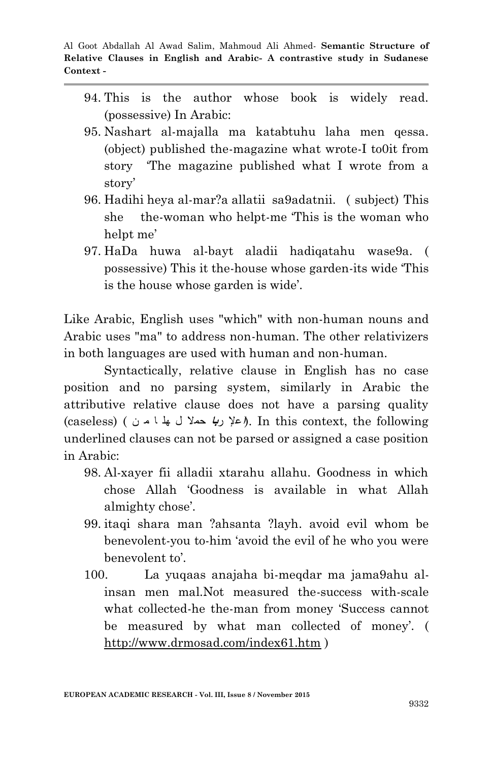94. This is the author whose book is widely read. (possessive) In Arabic:
95. Nashart al-majalla ma katabtuhu laha men qessa. (object) published the-magazine what wrote-I to0it from story 'The magazine published what I wrote from a story'
96. Hadihi heya al-mar?a allatii sa9adatnii. ( subject) This she the-woman who helpt-me 'This is the woman who helpt me'
97. HaDa huwa al-bayt aladii hadiqatahu wase9a. ( possessive) This it the-house whose garden-its wide 'This is the house whose garden is wide'.

Like Arabic, English uses "which" with non-human nouns and Arabic uses "ma" to address non-human. The other relativizers in both languages are used with human and non-human.

Syntactically, relative clause in English has no case position and no parsing system, similarly in Arabic the attributive relative clause does not have a parsing quality (caseless) ( لا محل لها من الإعراب). In this context, the following underlined clauses can not be parsed or assigned a case position in Arabic:

98. Al-xayer fii alladii xtarahu allahu. Goodness in which chose Allah 'Goodness is available in what Allah almighty chose'.
99. itaqi shara man ?ahsanta ?layh. avoid evil whom be benevolent-you to-him 'avoid the evil of he who you were benevolent to'.
100. La yuqaas anajaha bi-meqdar ma jama9ahu al-insan men mal.Not measured the-success with-scale what collected-he the-man from money 'Success cannot be measured by what man collected of money'. ( http://www.drmosad.com/index61.htm )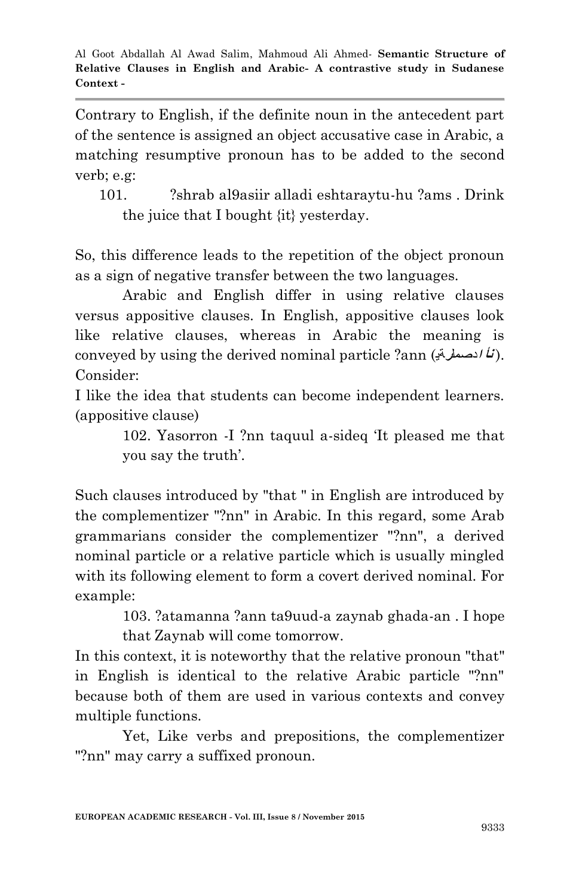Contrary to English, if the definite noun in the antecedent part of the sentence is assigned an object accusative case in Arabic, a matching resumptive pronoun has to be added to the second verb; e.g:

101. ?shrab al9asiir alladi eshtaraytu-hu ?ams . Drink the juice that I bought {it} yesterday.

So, this difference leads to the repetition of the object pronoun as a sign of negative transfer between the two languages.

Arabic and English differ in using relative clauses versus appositive clauses. In English, appositive clauses look like relative clauses, whereas in Arabic the meaning is conveyed by using the derived nominal particle ?ann (أنْ المصدرية). Consider:

I like the idea that students can become independent learners. (appositive clause)

102. Yasorron -I ?nn taquul a-sideq 'It pleased me that you say the truth'.

Such clauses introduced by "that " in English are introduced by the complementizer "?nn" in Arabic. In this regard, some Arab grammarians consider the complementizer "?nn", a derived nominal particle or a relative particle which is usually mingled with its following element to form a covert derived nominal. For example:

103. ?atamanna ?ann ta9uud-a zaynab ghada-an . I hope that Zaynab will come tomorrow.

In this context, it is noteworthy that the relative pronoun "that" in English is identical to the relative Arabic particle "?nn" because both of them are used in various contexts and convey multiple functions.

Yet, Like verbs and prepositions, the complementizer "?nn" may carry a suffixed pronoun.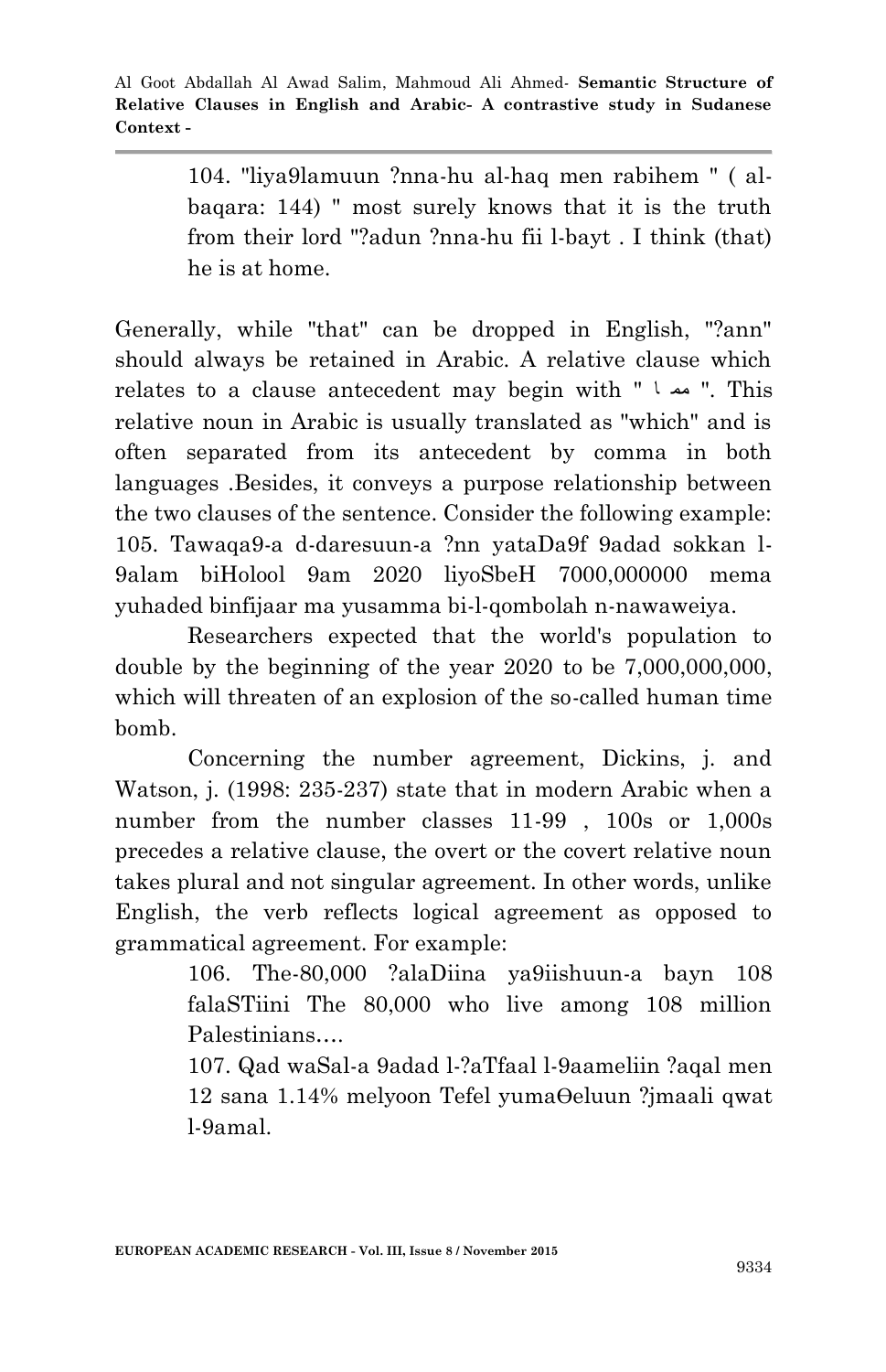104. "liya9lamuun ?nna-hu al-haq men rabihem " ( al-baqara: 144) " most surely knows that it is the truth from their lord "?adun ?nna-hu fii l-bayt . I think (that) he is at home.

Generally, while "that" can be dropped in English, "?ann" should always be retained in Arabic. A relative clause which relates to a clause antecedent may begin with " مما ". This relative noun in Arabic is usually translated as "which" and is often separated from its antecedent by comma in both languages .Besides, it conveys a purpose relationship between the two clauses of the sentence. Consider the following example:
105. Tawaqa9-a d-daresuun-a ?nn yataDa9f 9adad sokkan l-9alam biHolool 9am 2020 liyoSbeH 7000,000000 mema yuhaded binfijaar ma yusamma bi-l-qombolah n-nawaweiya.

Researchers expected that the world's population to double by the beginning of the year 2020 to be 7,000,000,000, which will threaten of an explosion of the so-called human time bomb.

Concerning the number agreement, Dickins, j. and Watson, j. (1998: 235-237) state that in modern Arabic when a number from the number classes 11-99 , 100s or 1,000s precedes a relative clause, the overt or the covert relative noun takes plural and not singular agreement. In other words, unlike English, the verb reflects logical agreement as opposed to grammatical agreement. For example:

106. The-80,000 ?alaDiina ya9iishuun-a bayn 108 falaSTiini The 80,000 who live among 108 million Palestinians….

107. Qad waSal-a 9adad l-?aTfaal l-9aameliin ?aqal men 12 sana 1.14% melyoon Tefel yumaθeluun ?jmaali qwat l-9amal.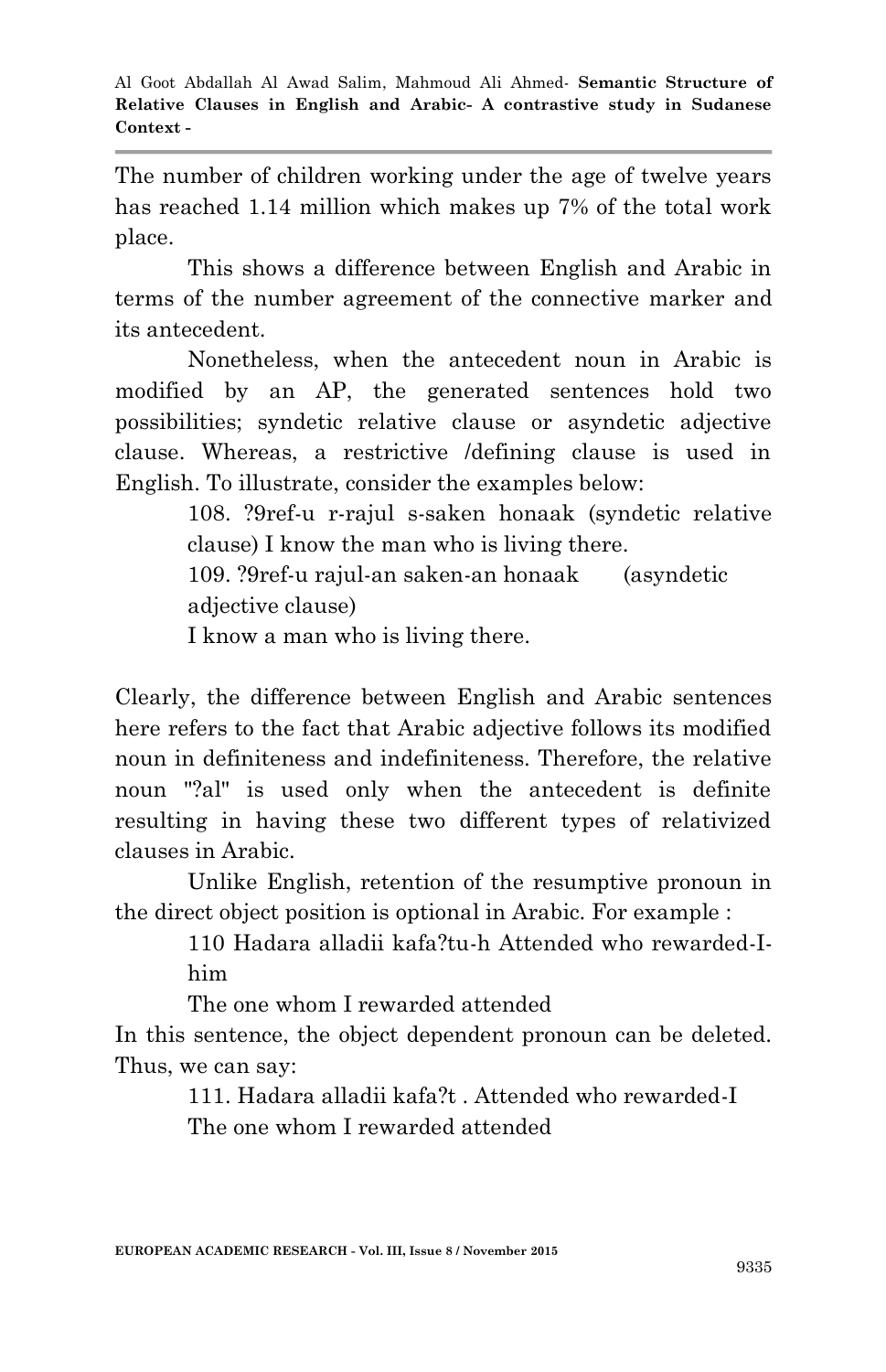The number of children working under the age of twelve years has reached 1.14 million which makes up 7% of the total work place.

This shows a difference between English and Arabic in terms of the number agreement of the connective marker and its antecedent.

Nonetheless, when the antecedent noun in Arabic is modified by an AP, the generated sentences hold two possibilities; syndetic relative clause or asyndetic adjective clause. Whereas, a restrictive /defining clause is used in English. To illustrate, consider the examples below:

> 108. ?9ref-u r-rajul s-saken honaak (syndetic relative clause) I know the man who is living there.
>
> 109. ?9ref-u rajul-an saken-an honaak (asyndetic adjective clause)
>
> I know a man who is living there.

Clearly, the difference between English and Arabic sentences here refers to the fact that Arabic adjective follows its modified noun in definiteness and indefiniteness. Therefore, the relative noun "?al" is used only when the antecedent is definite resulting in having these two different types of relativized clauses in Arabic.

Unlike English, retention of the resumptive pronoun in the direct object position is optional in Arabic. For example :

> 110 Hadara alladii kafa?tu-h Attended who rewarded-I-him
>
> The one whom I rewarded attended

In this sentence, the object dependent pronoun can be deleted. Thus, we can say:

> 111. Hadara alladii kafa?t . Attended who rewarded-I
>
> The one whom I rewarded attended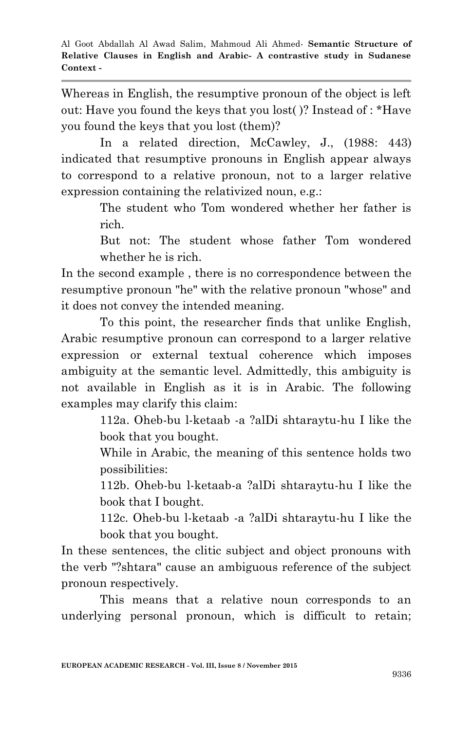Whereas in English, the resumptive pronoun of the object is left out: Have you found the keys that you lost( )? Instead of : *Have you found the keys that you lost (them)?

In a related direction, McCawley, J., (1988: 443) indicated that resumptive pronouns in English appear always to correspond to a relative pronoun, not to a larger relative expression containing the relativized noun, e.g.:

> The student who Tom wondered whether her father is rich.
>
> But not: The student whose father Tom wondered whether he is rich.

In the second example , there is no correspondence between the resumptive pronoun "he" with the relative pronoun "whose" and it does not convey the intended meaning.

To this point, the researcher finds that unlike English, Arabic resumptive pronoun can correspond to a larger relative expression or external textual coherence which imposes ambiguity at the semantic level. Admittedly, this ambiguity is not available in English as it is in Arabic. The following examples may clarify this claim:

> 112a. Oheb-bu l-ketaab -a ?alDi shtaraytu-hu I like the book that you bought.
>
> While in Arabic, the meaning of this sentence holds two possibilities:
>
> 112b. Oheb-bu l-ketaab-a ?alDi shtaraytu-hu I like the book that I bought.
>
> 112c. Oheb-bu l-ketaab -a ?alDi shtaraytu-hu I like the book that you bought.

In these sentences, the clitic subject and object pronouns with the verb "?shtara" cause an ambiguous reference of the subject pronoun respectively.

This means that a relative noun corresponds to an underlying personal pronoun, which is difficult to retain;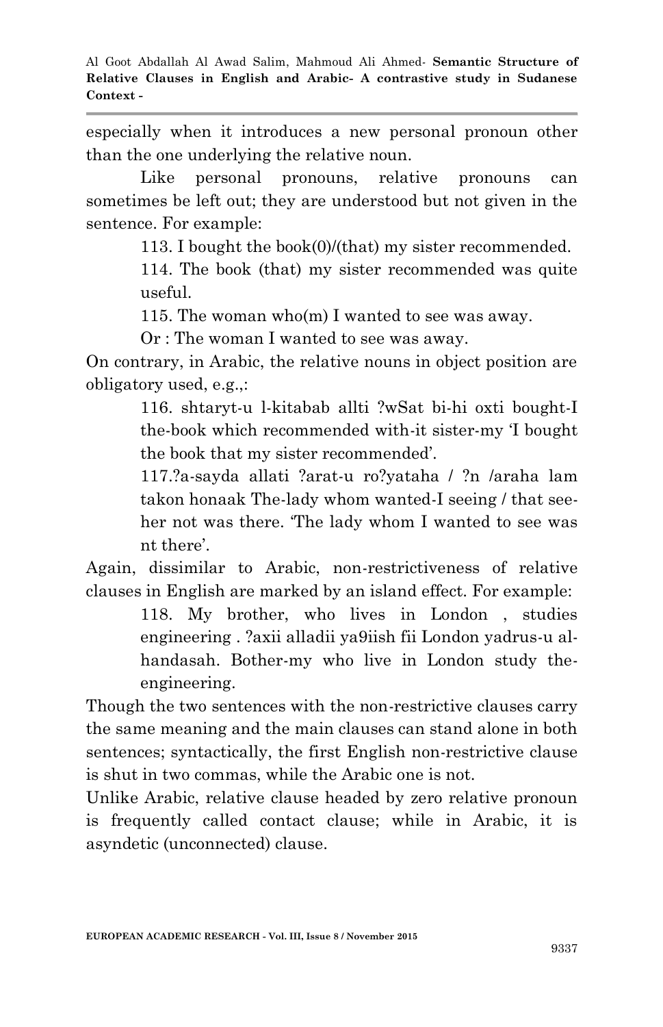especially when it introduces a new personal pronoun other than the one underlying the relative noun.

Like personal pronouns, relative pronouns can sometimes be left out; they are understood but not given in the sentence. For example:

> 113. I bought the book(0)/(that) my sister recommended.
>
> 114. The book (that) my sister recommended was quite useful.
>
> 115. The woman who(m) I wanted to see was away.
>
> Or : The woman I wanted to see was away.

On contrary, in Arabic, the relative nouns in object position are obligatory used, e.g.,:

> 116. shtaryt-u l-kitabab allti ?wSat bi-hi oxti bought-I the-book which recommended with-it sister-my 'I bought the book that my sister recommended'.
>
> 117.?a-sayda allati ?arat-u ro?yataha / ?n /araha lam takon honaak The-lady whom wanted-I seeing / that see-her not was there. 'The lady whom I wanted to see was nt there'.

Again, dissimilar to Arabic, non-restrictiveness of relative clauses in English are marked by an island effect. For example:

> 118. My brother, who lives in London , studies engineering . ?axii alladii ya9iish fii London yadrus-u al-handasah. Bother-my who live in London study the-engineering.

Though the two sentences with the non-restrictive clauses carry the same meaning and the main clauses can stand alone in both sentences; syntactically, the first English non-restrictive clause is shut in two commas, while the Arabic one is not.

Unlike Arabic, relative clause headed by zero relative pronoun is frequently called contact clause; while in Arabic, it is asyndetic (unconnected) clause.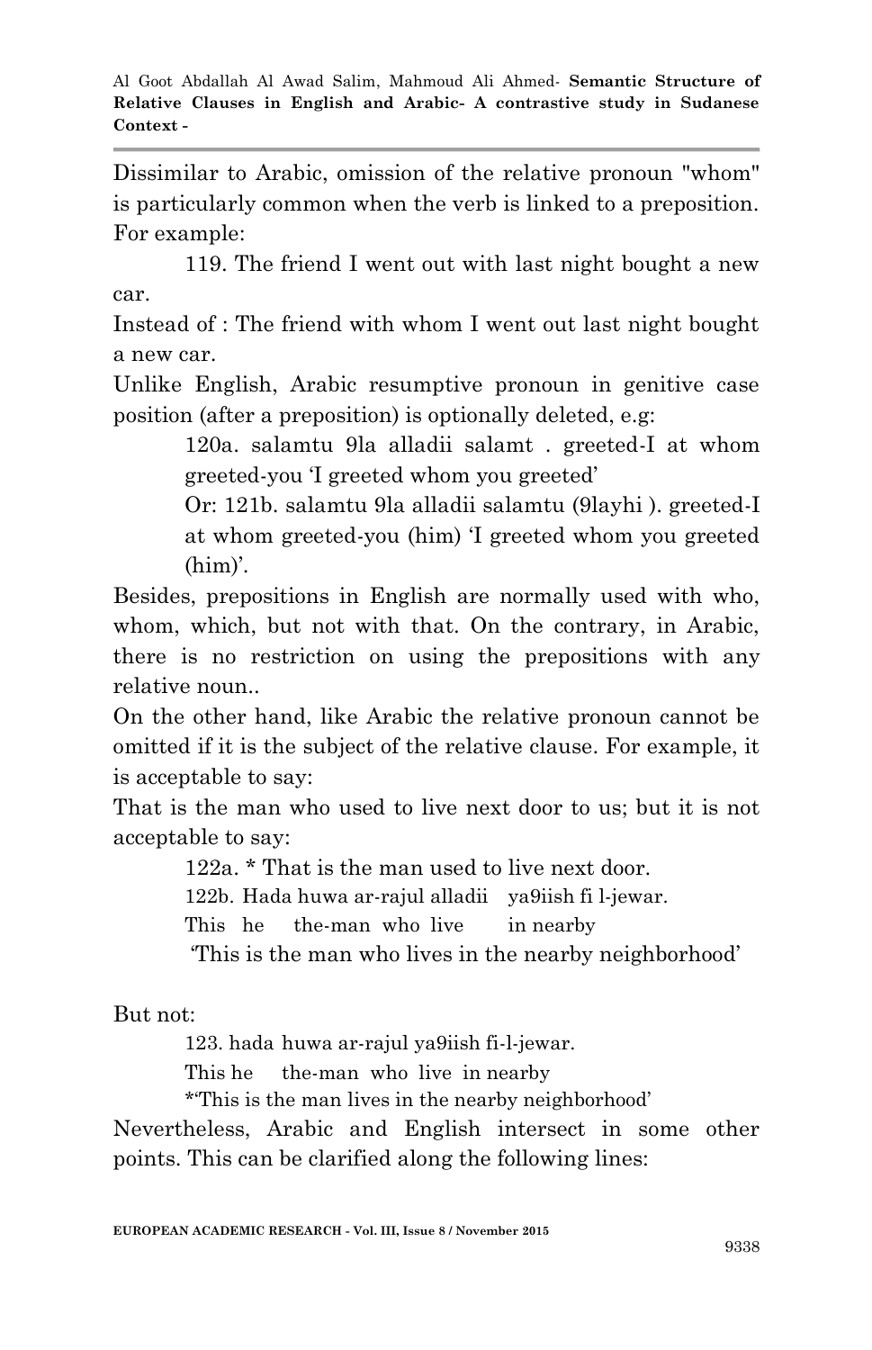Dissimilar to Arabic, omission of the relative pronoun "whom" is particularly common when the verb is linked to a preposition. For example:

119. The friend I went out with last night bought a new car.

Instead of : The friend with whom I went out last night bought a new car.

Unlike English, Arabic resumptive pronoun in genitive case position (after a preposition) is optionally deleted, e.g:

> 120a. salamtu 9la alladii salamt . greeted-I at whom greeted-you 'I greeted whom you greeted'
>
> Or: 121b. salamtu 9la alladii salamtu (9layhi ). greeted-I at whom greeted-you (him) 'I greeted whom you greeted (him)'.

Besides, prepositions in English are normally used with who, whom, which, but not with that. On the contrary, in Arabic, there is no restriction on using the prepositions with any relative noun..

On the other hand, like Arabic the relative pronoun cannot be omitted if it is the subject of the relative clause. For example, it is acceptable to say:

That is the man who used to live next door to us; but it is not acceptable to say:

> 122a. * That is the man used to live next door.
>
> 122b. Hada huwa ar-rajul alladii ya9iish fi l-jewar.
>
> This he the-man who live in nearby
>
> 'This is the man who lives in the nearby neighborhood'

But not:

> 123. hada huwa ar-rajul ya9iish fi-l-jewar.
>
> This he the-man who live in nearby
>
> *'This is the man lives in the nearby neighborhood'

Nevertheless, Arabic and English intersect in some other points. This can be clarified along the following lines: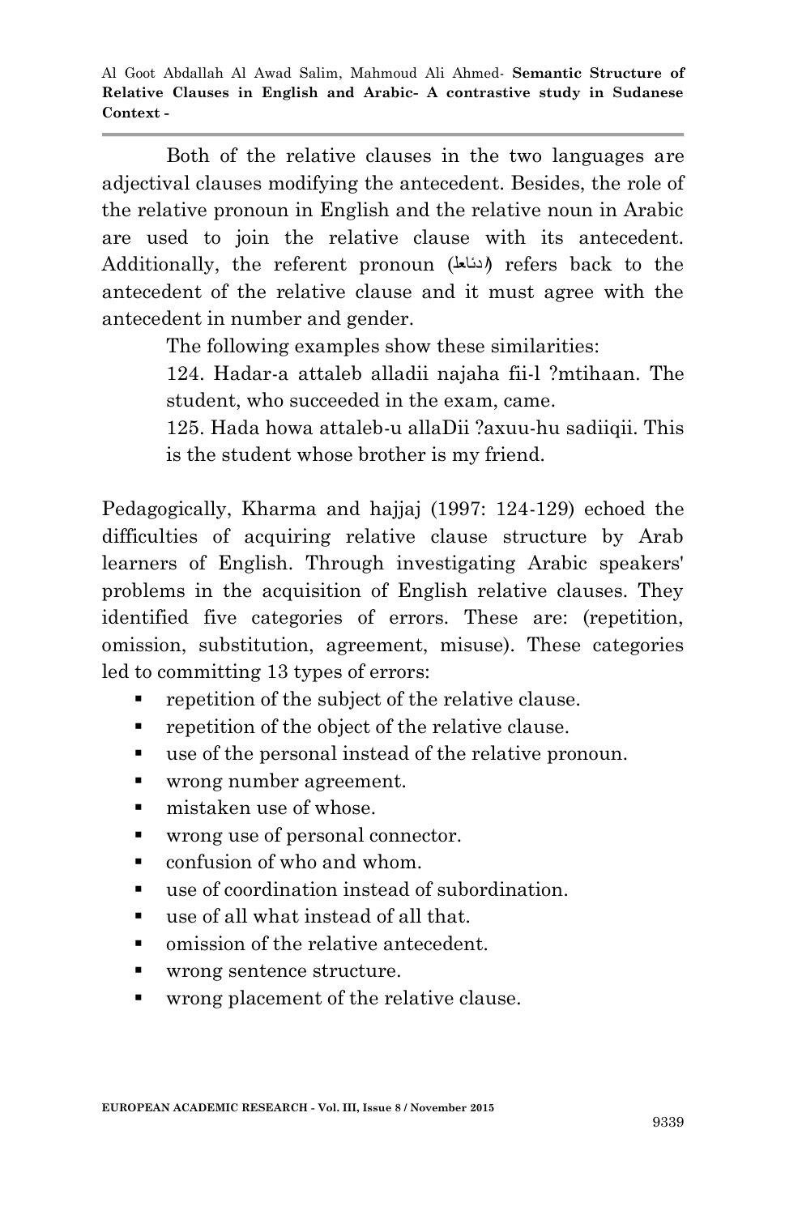Both of the relative clauses in the two languages are adjectival clauses modifying the antecedent. Besides, the role of the relative pronoun in English and the relative noun in Arabic are used to join the relative clause with its antecedent. Additionally, the referent pronoun (العائد) refers back to the antecedent of the relative clause and it must agree with the antecedent in number and gender.

The following examples show these similarities:

124. Hadar-a attaleb alladii najaha fii-l ?mtihaan. The student, who succeeded in the exam, came.

125. Hada howa attaleb-u allaDii ?axuu-hu sadiiqii. This is the student whose brother is my friend.

Pedagogically, Kharma and hajjaj (1997: 124-129) echoed the difficulties of acquiring relative clause structure by Arab learners of English. Through investigating Arabic speakers' problems in the acquisition of English relative clauses. They identified five categories of errors. These are: (repetition, omission, substitution, agreement, misuse). These categories led to committing 13 types of errors:

- repetition of the subject of the relative clause.
- repetition of the object of the relative clause.
- use of the personal instead of the relative pronoun.
- wrong number agreement.
- mistaken use of whose.
- wrong use of personal connector.
- confusion of who and whom.
- use of coordination instead of subordination.
- use of all what instead of all that.
- omission of the relative antecedent.
- wrong sentence structure.
- wrong placement of the relative clause.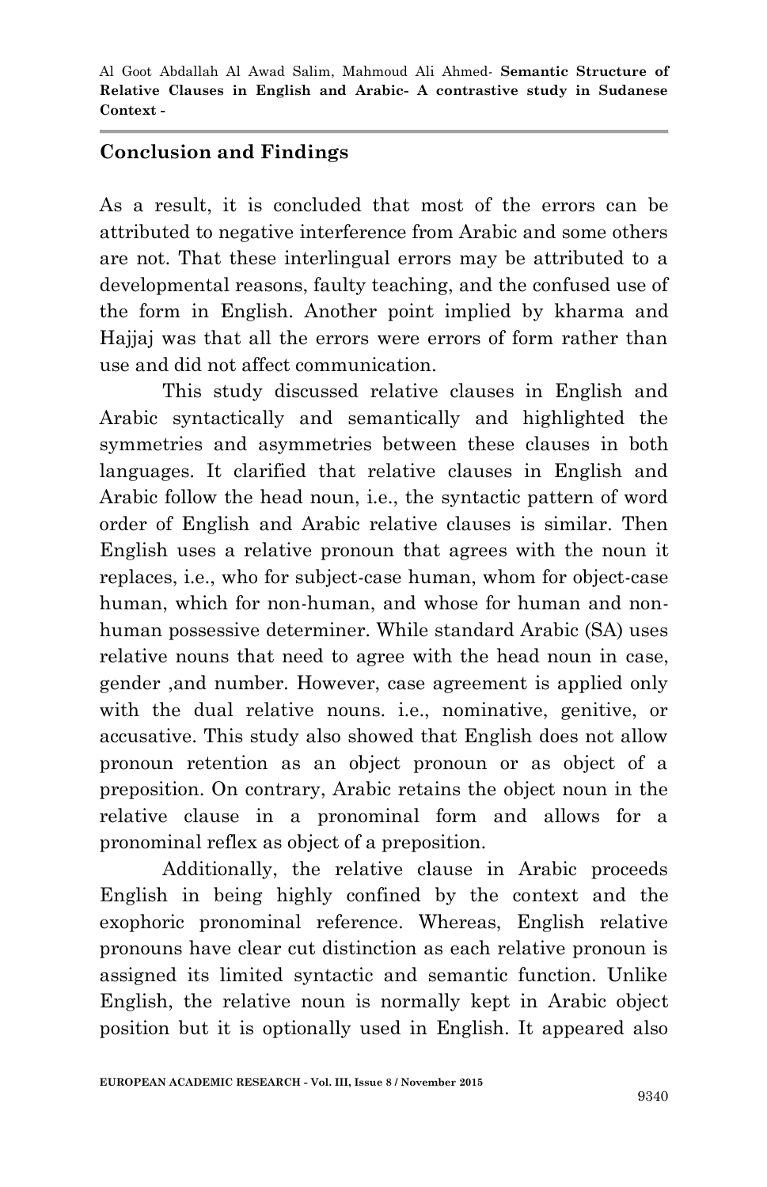## Conclusion and Findings

As a result, it is concluded that most of the errors can be attributed to negative interference from Arabic and some others are not. That these interlingual errors may be attributed to a developmental reasons, faulty teaching, and the confused use of the form in English. Another point implied by kharma and Hajjaj was that all the errors were errors of form rather than use and did not affect communication.

This study discussed relative clauses in English and Arabic syntactically and semantically and highlighted the symmetries and asymmetries between these clauses in both languages. It clarified that relative clauses in English and Arabic follow the head noun, i.e., the syntactic pattern of word order of English and Arabic relative clauses is similar. Then English uses a relative pronoun that agrees with the noun it replaces, i.e., who for subject-case human, whom for object-case human, which for non-human, and whose for human and non-human possessive determiner. While standard Arabic (SA) uses relative nouns that need to agree with the head noun in case, gender ,and number. However, case agreement is applied only with the dual relative nouns. i.e., nominative, genitive, or accusative. This study also showed that English does not allow pronoun retention as an object pronoun or as object of a preposition. On contrary, Arabic retains the object noun in the relative clause in a pronominal form and allows for a pronominal reflex as object of a preposition.

Additionally, the relative clause in Arabic proceeds English in being highly confined by the context and the exophoric pronominal reference. Whereas, English relative pronouns have clear cut distinction as each relative pronoun is assigned its limited syntactic and semantic function. Unlike English, the relative noun is normally kept in Arabic object position but it is optionally used in English. It appeared also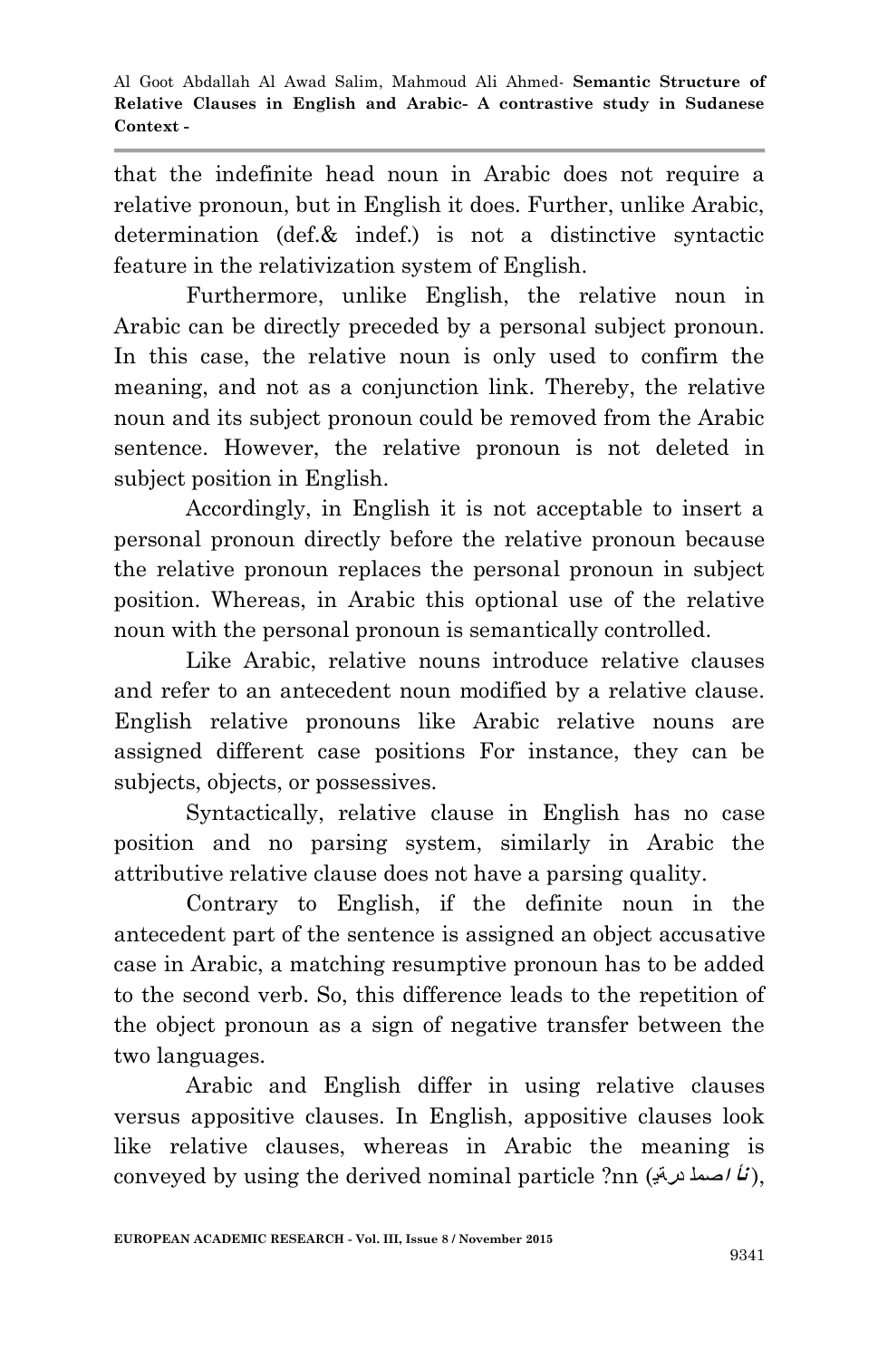that the indefinite head noun in Arabic does not require a relative pronoun, but in English it does. Further, unlike Arabic, determination (def.& indef.) is not a distinctive syntactic feature in the relativization system of English.

Furthermore, unlike English, the relative noun in Arabic can be directly preceded by a personal subject pronoun. In this case, the relative noun is only used to confirm the meaning, and not as a conjunction link. Thereby, the relative noun and its subject pronoun could be removed from the Arabic sentence. However, the relative pronoun is not deleted in subject position in English.

Accordingly, in English it is not acceptable to insert a personal pronoun directly before the relative pronoun because the relative pronoun replaces the personal pronoun in subject position. Whereas, in Arabic this optional use of the relative noun with the personal pronoun is semantically controlled.

Like Arabic, relative nouns introduce relative clauses and refer to an antecedent noun modified by a relative clause. English relative pronouns like Arabic relative nouns are assigned different case positions For instance, they can be subjects, objects, or possessives.

Syntactically, relative clause in English has no case position and no parsing system, similarly in Arabic the attributive relative clause does not have a parsing quality.

Contrary to English, if the definite noun in the antecedent part of the sentence is assigned an object accusative case in Arabic, a matching resumptive pronoun has to be added to the second verb. So, this difference leads to the repetition of the object pronoun as a sign of negative transfer between the two languages.

Arabic and English differ in using relative clauses versus appositive clauses. In English, appositive clauses look like relative clauses, whereas in Arabic the meaning is conveyed by using the derived nominal particle ?nn (**أنْ** المصدرية),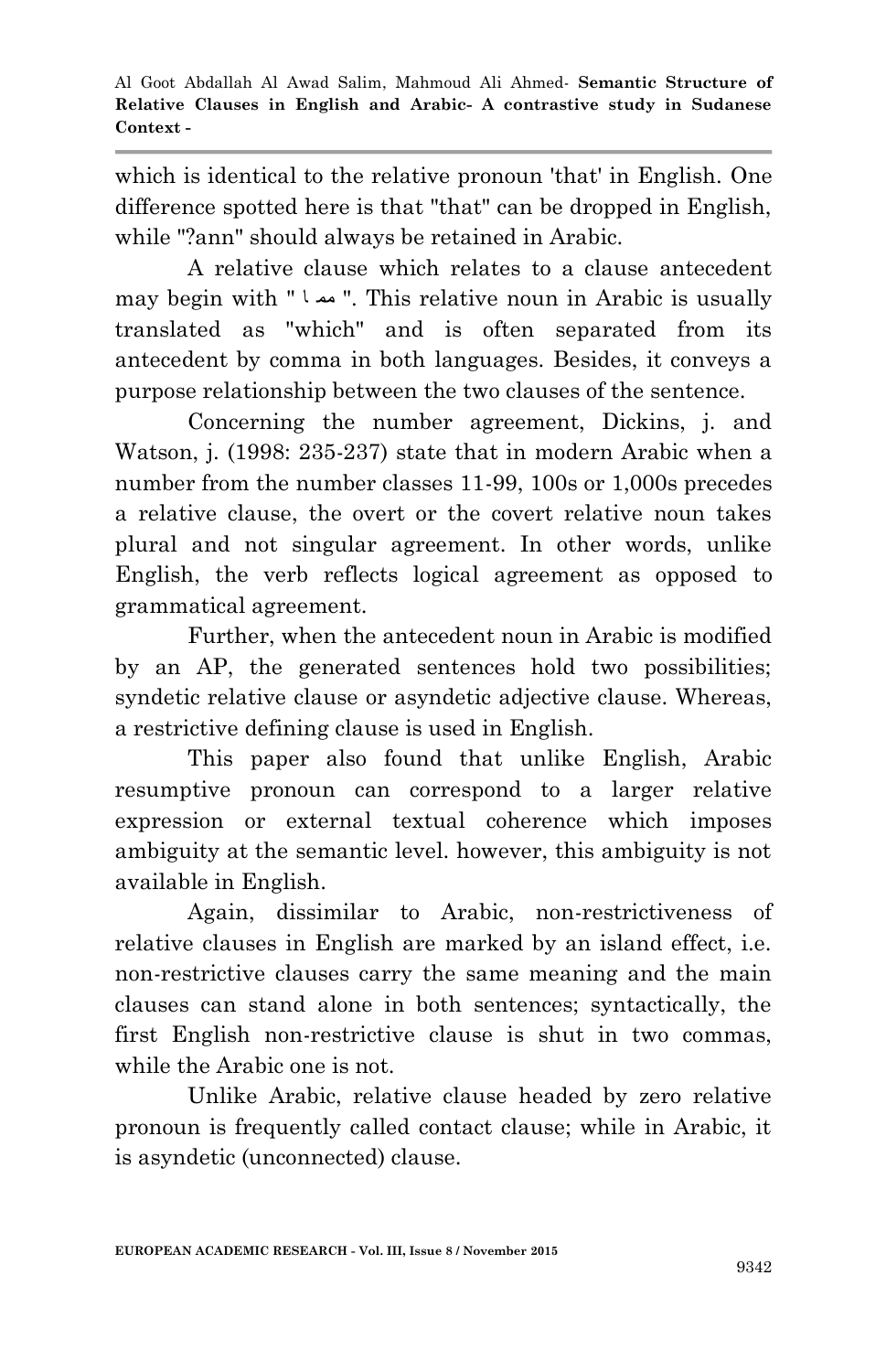which is identical to the relative pronoun 'that' in English. One difference spotted here is that "that" can be dropped in English, while "?ann" should always be retained in Arabic.

A relative clause which relates to a clause antecedent may begin with " مما ". This relative noun in Arabic is usually translated as "which" and is often separated from its antecedent by comma in both languages. Besides, it conveys a purpose relationship between the two clauses of the sentence.

Concerning the number agreement, Dickins, j. and Watson, j. (1998: 235-237) state that in modern Arabic when a number from the number classes 11-99, 100s or 1,000s precedes a relative clause, the overt or the covert relative noun takes plural and not singular agreement. In other words, unlike English, the verb reflects logical agreement as opposed to grammatical agreement.

Further, when the antecedent noun in Arabic is modified by an AP, the generated sentences hold two possibilities; syndetic relative clause or asyndetic adjective clause. Whereas, a restrictive defining clause is used in English.

This paper also found that unlike English, Arabic resumptive pronoun can correspond to a larger relative expression or external textual coherence which imposes ambiguity at the semantic level. however, this ambiguity is not available in English.

Again, dissimilar to Arabic, non-restrictiveness of relative clauses in English are marked by an island effect, i.e. non-restrictive clauses carry the same meaning and the main clauses can stand alone in both sentences; syntactically, the first English non-restrictive clause is shut in two commas, while the Arabic one is not.

Unlike Arabic, relative clause headed by zero relative pronoun is frequently called contact clause; while in Arabic, it is asyndetic (unconnected) clause.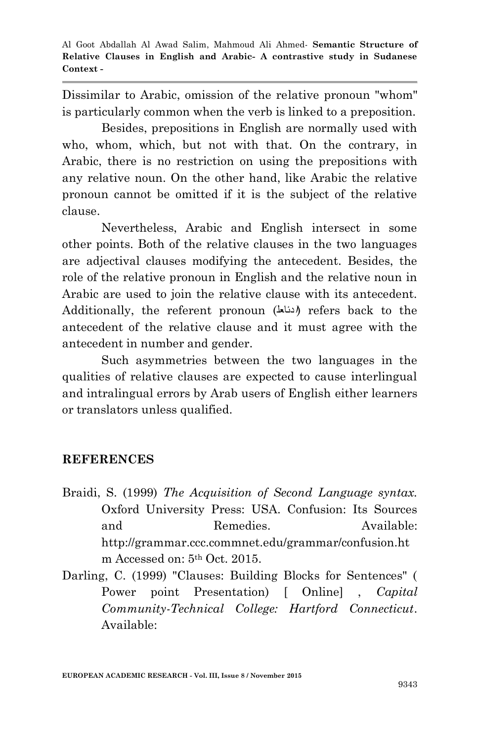Dissimilar to Arabic, omission of the relative pronoun "whom" is particularly common when the verb is linked to a preposition.

Besides, prepositions in English are normally used with who, whom, which, but not with that. On the contrary, in Arabic, there is no restriction on using the prepositions with any relative noun. On the other hand, like Arabic the relative pronoun cannot be omitted if it is the subject of the relative clause.

Nevertheless, Arabic and English intersect in some other points. Both of the relative clauses in the two languages are adjectival clauses modifying the antecedent. Besides, the role of the relative pronoun in English and the relative noun in Arabic are used to join the relative clause with its antecedent. Additionally, the referent pronoun (العائد) refers back to the antecedent of the relative clause and it must agree with the antecedent in number and gender.

Such asymmetries between the two languages in the qualities of relative clauses are expected to cause interlingual and intralingual errors by Arab users of English either learners or translators unless qualified.

## REFERENCES

Braidi, S. (1999) *The Acquisition of Second Language syntax.* Oxford University Press: USA. Confusion: Its Sources and Remedies. Available: http://grammar.ccc.commnet.edu/grammar/confusion.htm Accessed on: 5th Oct. 2015.

Darling, C. (1999) "Clauses: Building Blocks for Sentences" ( Power point Presentation) [ Online] , *Capital Community-Technical College: Hartford Connecticut*. Available: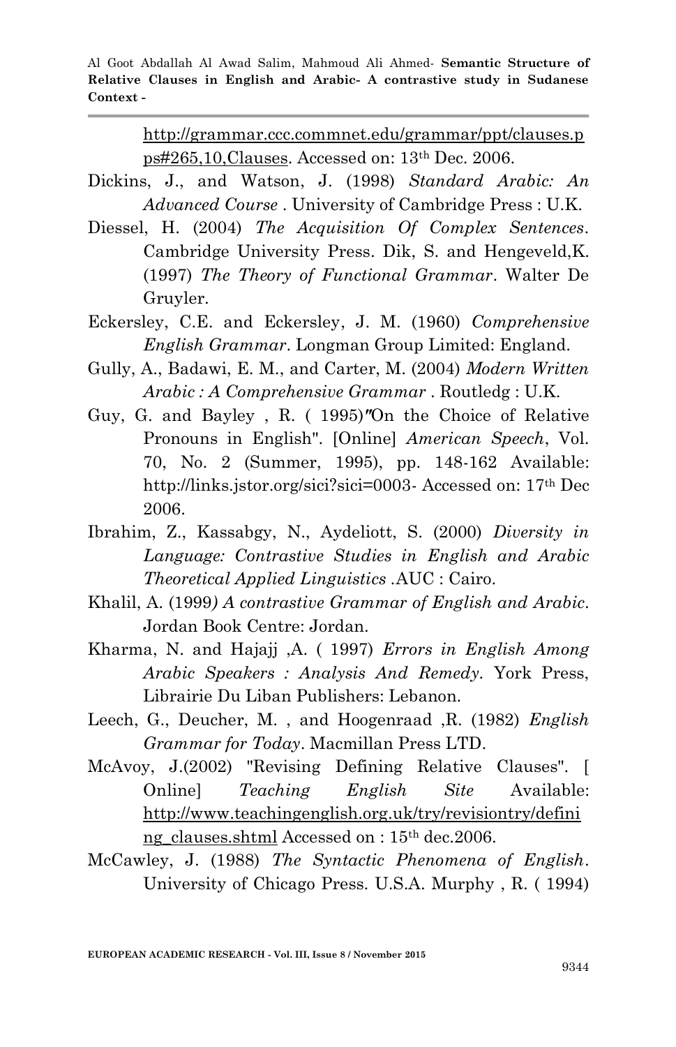http://grammar.ccc.commnet.edu/grammar/ppt/clauses.pps#265,10,Clauses. Accessed on: 13th Dec. 2006.

Dickins, J., and Watson, J. (1998) *Standard Arabic: An Advanced Course* . University of Cambridge Press : U.K.

Diessel, H. (2004) *The Acquisition Of Complex Sentences*. Cambridge University Press. Dik, S. and Hengeveld,K. (1997) *The Theory of Functional Grammar*. Walter De Gruyler.

Eckersley, C.E. and Eckersley, J. M. (1960) *Comprehensive English Grammar*. Longman Group Limited: England.

Gully, A., Badawi, E. M., and Carter, M. (2004) *Modern Written Arabic : A Comprehensive Grammar* . Routledg : U.K.

Guy, G. and Bayley , R. ( 1995)"On the Choice of Relative Pronouns in English". [Online] *American Speech*, Vol. 70, No. 2 (Summer, 1995), pp. 148-162 Available: http://links.jstor.org/sici?sici=0003- Accessed on: 17th Dec 2006.

Ibrahim, Z., Kassabgy, N., Aydeliott, S. (2000) *Diversity in Language: Contrastive Studies in English and Arabic Theoretical Applied Linguistics* .AUC : Cairo.

Khalil, A. (1999*) A contrastive Grammar of English and Arabic*. Jordan Book Centre: Jordan.

Kharma, N. and Hajajj ,A. ( 1997) *Errors in English Among Arabic Speakers : Analysis And Remedy*. York Press, Librairie Du Liban Publishers: Lebanon.

Leech, G., Deucher, M. , and Hoogenraad ,R. (1982) *English Grammar for Today*. Macmillan Press LTD.

McAvoy, J.(2002) "Revising Defining Relative Clauses". [ Online] *Teaching English Site* Available: http://www.teachingenglish.org.uk/try/revisiontry/defining_clauses.shtml Accessed on : 15th dec.2006.

McCawley, J. (1988) *The Syntactic Phenomena of English*. University of Chicago Press. U.S.A. Murphy , R. ( 1994)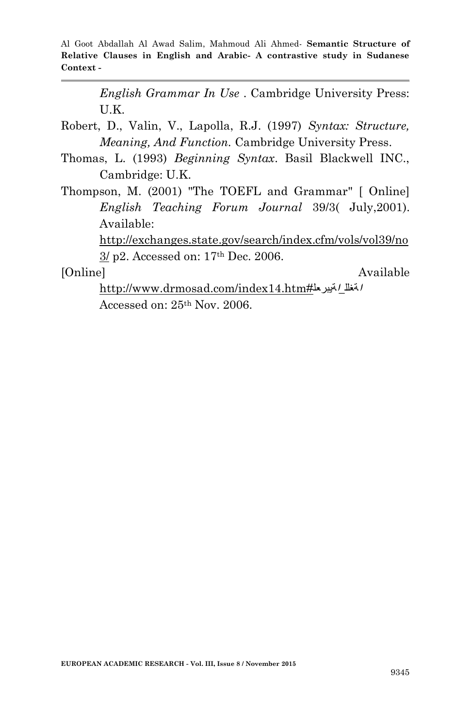*English Grammar In Use* . Cambridge University Press: U.K.

Robert, D., Valin, V., Lapolla, R.J. (1997) *Syntax: Structure, Meaning, And Function.* Cambridge University Press.

Thomas, L. (1993) *Beginning Syntax*. Basil Blackwell INC., Cambridge: U.K.

Thompson, M. (2001) "The TOEFL and Grammar" [ Online] *English Teaching Forum Journal* 39/3( July,2001). Available: http://exchanges.state.gov/search/index.cfm/vols/vol39/no3/ p2. Accessed on: 17th Dec. 2006.

[Online] Available http://www.drmosad.com/index14.htm#العربية/_اللغة/ Accessed on: 25th Nov. 2006.